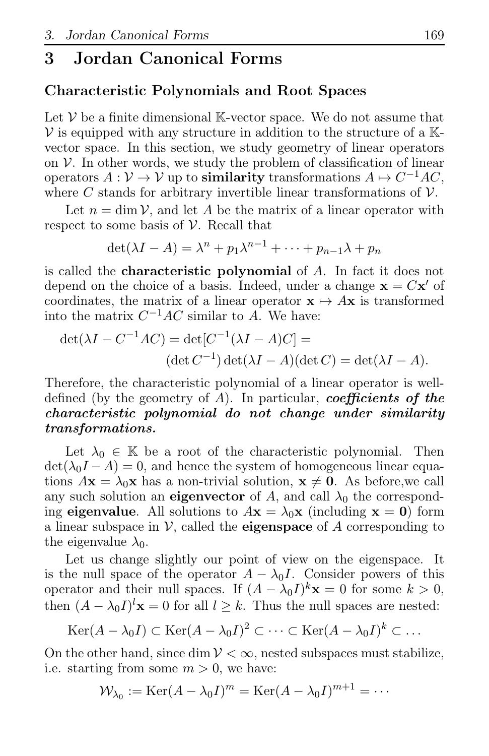# 3 Jordan Canonical Forms

## Characteristic Polynomials and Root Spaces

Let $\mathcal{V}$ be a finite dimensional $\mathbb{K}$-vector space. We do not assume that $\mathcal{V}$ is equipped with any structure in addition to the structure of a $\mathbb{K}$-vector space. In this section, we study geometry of linear operators on $\mathcal{V}$. In other words, we study the problem of classification of linear operators $A : \mathcal{V} \to \mathcal{V}$ up to **similarity** transformations $A \mapsto C^{-1}AC$, where $C$ stands for arbitrary invertible linear transformations of $\mathcal{V}$.

Let $n = \dim \mathcal{V}$, and let $A$ be the matrix of a linear operator with respect to some basis of $\mathcal{V}$. Recall that

$$\det(\lambda I - A) = \lambda^n + p_1\lambda^{n-1} + \cdots + p_{n-1}\lambda + p_n$$

is called the **characteristic polynomial** of $A$. In fact it does not depend on the choice of a basis. Indeed, under a change $\mathbf{x} = C\mathbf{x}'$ of coordinates, the matrix of a linear operator $\mathbf{x} \mapsto A\mathbf{x}$ is transformed into the matrix $C^{-1}AC$ similar to $A$. We have:

$$\det(\lambda I - C^{-1}AC) = \det[C^{-1}(\lambda I - A)C] = (\det C^{-1})\det(\lambda I - A)(\det C) = \det(\lambda I - A).$$

Therefore, the characteristic polynomial of a linear operator is well-defined (by the geometry of $A$). In particular, ***coefficients of the characteristic polynomial do not change under similarity transformations.***

Let $\lambda_0 \in \mathbb{K}$ be a root of the characteristic polynomial. Then $\det(\lambda_0 I - A) = 0$, and hence the system of homogeneous linear equations $A\mathbf{x} = \lambda_0\mathbf{x}$ has a non-trivial solution, $\mathbf{x} \neq \mathbf{0}$. As before,we call any such solution an **eigenvector** of $A$, and call $\lambda_0$ the corresponding **eigenvalue**. All solutions to $A\mathbf{x} = \lambda_0\mathbf{x}$ (including $\mathbf{x} = \mathbf{0}$) form a linear subspace in $\mathcal{V}$, called the **eigenspace** of $A$ corresponding to the eigenvalue $\lambda_0$.

Let us change slightly our point of view on the eigenspace. It is the null space of the operator $A - \lambda_0 I$. Consider powers of this operator and their null spaces. If $(A - \lambda_0 I)^k\mathbf{x} = 0$ for some $k > 0$, then $(A - \lambda_0 I)^l\mathbf{x} = 0$ for all $l \geq k$. Thus the null spaces are nested:

$$\operatorname{Ker}(A - \lambda_0 I) \subset \operatorname{Ker}(A - \lambda_0 I)^2 \subset \cdots \subset \operatorname{Ker}(A - \lambda_0 I)^k \subset \ldots$$

On the other hand, since $\dim \mathcal{V} < \infty$, nested subspaces must stabilize, i.e. starting from some $m > 0$, we have:

$$\mathcal{W}_{\lambda_0} := \operatorname{Ker}(A - \lambda_0 I)^m = \operatorname{Ker}(A - \lambda_0 I)^{m+1} = \cdots$$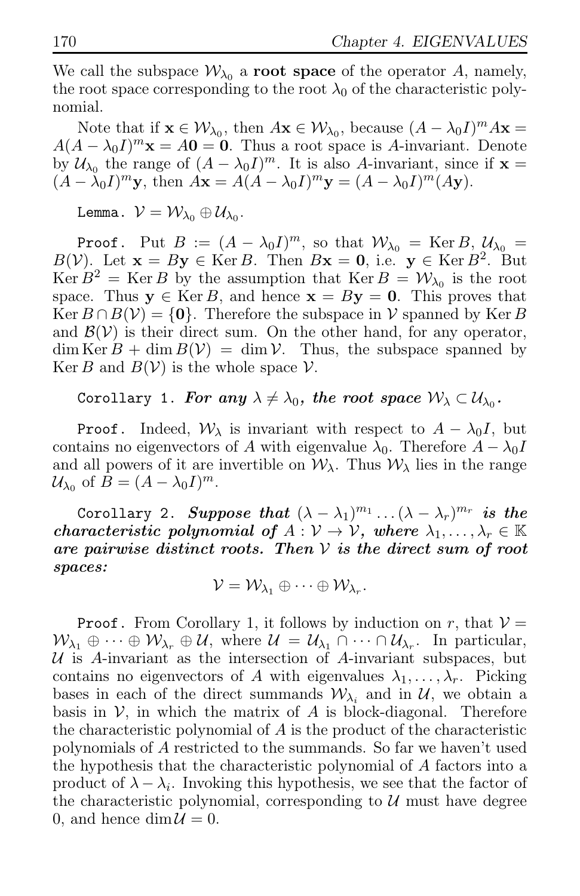We call the subspace $\mathcal{W}_{\lambda_0}$ a **root space** of the operator $A$, namely, the root space corresponding to the root $\lambda_0$ of the characteristic polynomial.

Note that if $\mathbf{x} \in \mathcal{W}_{\lambda_0}$, then $A\mathbf{x} \in \mathcal{W}_{\lambda_0}$, because $(A - \lambda_0 I)^m A\mathbf{x} = A(A - \lambda_0 I)^m \mathbf{x} = A\mathbf{0} = \mathbf{0}$. Thus a root space is $A$-invariant. Denote by $\mathcal{U}_{\lambda_0}$ the range of $(A - \lambda_0 I)^m$. It is also $A$-invariant, since if $\mathbf{x} = (A - \lambda_0 I)^m \mathbf{y}$, then $A\mathbf{x} = A(A - \lambda_0 I)^m \mathbf{y} = (A - \lambda_0 I)^m (A\mathbf{y})$.

`Lemma.` $\mathcal{V} = \mathcal{W}_{\lambda_0} \oplus \mathcal{U}_{\lambda_0}$.

`Proof.` Put $B := (A - \lambda_0 I)^m$, so that $\mathcal{W}_{\lambda_0} = \operatorname{Ker} B$, $\mathcal{U}_{\lambda_0} = B(\mathcal{V})$. Let $\mathbf{x} = B\mathbf{y} \in \operatorname{Ker} B$. Then $B\mathbf{x} = \mathbf{0}$, i.e. $\mathbf{y} \in \operatorname{Ker} B^2$. But $\operatorname{Ker} B^2 = \operatorname{Ker} B$ by the assumption that $\operatorname{Ker} B = \mathcal{W}_{\lambda_0}$ is the root space. Thus $\mathbf{y} \in \operatorname{Ker} B$, and hence $\mathbf{x} = B\mathbf{y} = \mathbf{0}$. This proves that $\operatorname{Ker} B \cap B(\mathcal{V}) = \{\mathbf{0}\}$. Therefore the subspace in $\mathcal{V}$ spanned by $\operatorname{Ker} B$ and $\mathcal{B}(\mathcal{V})$ is their direct sum. On the other hand, for any operator, $\dim \operatorname{Ker} B + \dim B(\mathcal{V}) = \dim \mathcal{V}$. Thus, the subspace spanned by $\operatorname{Ker} B$ and $B(\mathcal{V})$ is the whole space $\mathcal{V}$.

`Corollary 1.` ***For any $\lambda \neq \lambda_0$, the root space $\mathcal{W}_\lambda \subset \mathcal{U}_{\lambda_0}$.***

`Proof.` Indeed, $\mathcal{W}_\lambda$ is invariant with respect to $A - \lambda_0 I$, but contains no eigenvectors of $A$ with eigenvalue $\lambda_0$. Therefore $A - \lambda_0 I$ and all powers of it are invertible on $\mathcal{W}_\lambda$. Thus $\mathcal{W}_\lambda$ lies in the range $\mathcal{U}_{\lambda_0}$ of $B = (A - \lambda_0 I)^m$.

`Corollary 2.` ***Suppose that $(\lambda - \lambda_1)^{m_1} \dots (\lambda - \lambda_r)^{m_r}$ is the characteristic polynomial of $A : \mathcal{V} \to \mathcal{V}$, where $\lambda_1, \dots, \lambda_r \in \mathbb{K}$ are pairwise distinct roots. Then $\mathcal{V}$ is the direct sum of root spaces:***

$$\mathcal{V} = \mathcal{W}_{\lambda_1} \oplus \cdots \oplus \mathcal{W}_{\lambda_r}.$$

`Proof.` From Corollary 1, it follows by induction on $r$, that $\mathcal{V} = \mathcal{W}_{\lambda_1} \oplus \cdots \oplus \mathcal{W}_{\lambda_r} \oplus \mathcal{U}$, where $\mathcal{U} = \mathcal{U}_{\lambda_1} \cap \cdots \cap \mathcal{U}_{\lambda_r}$. In particular, $\mathcal{U}$ is $A$-invariant as the intersection of $A$-invariant subspaces, but contains no eigenvectors of $A$ with eigenvalues $\lambda_1, \dots, \lambda_r$. Picking bases in each of the direct summands $\mathcal{W}_{\lambda_i}$ and in $\mathcal{U}$, we obtain a basis in $\mathcal{V}$, in which the matrix of $A$ is block-diagonal. Therefore the characteristic polynomial of $A$ is the product of the characteristic polynomials of $A$ restricted to the summands. So far we haven't used the hypothesis that the characteristic polynomial of $A$ factors into a product of $\lambda - \lambda_i$. Invoking this hypothesis, we see that the factor of the characteristic polynomial, corresponding to $\mathcal{U}$ must have degree 0, and hence $\dim \mathcal{U} = 0$.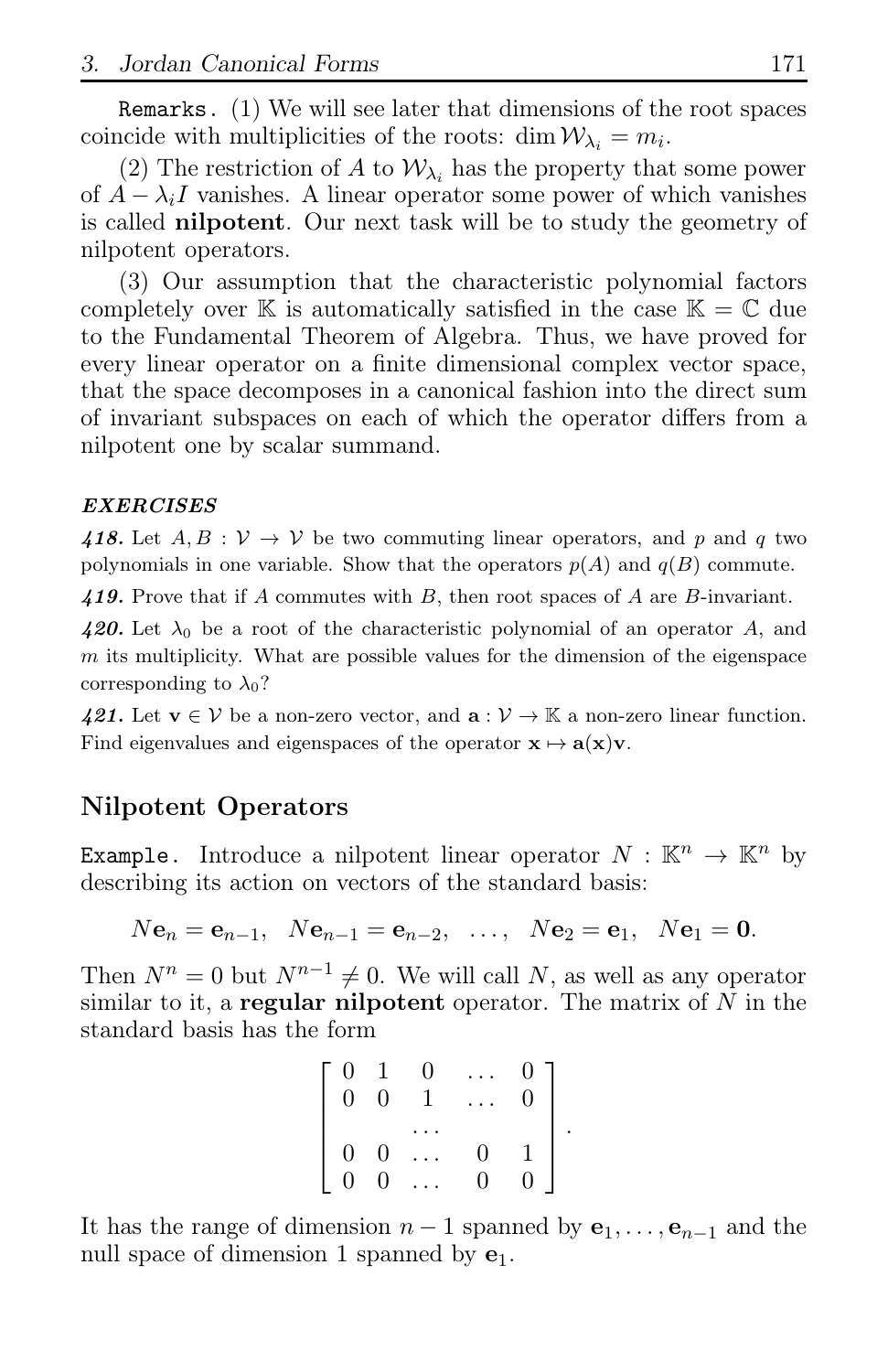Remarks. (1) We will see later that dimensions of the root spaces coincide with multiplicities of the roots: $\dim \mathcal{W}_{\lambda_i} = m_i$.

(2) The restriction of $A$ to $\mathcal{W}_{\lambda_i}$ has the property that some power of $A - \lambda_i I$ vanishes. A linear operator some power of which vanishes is called **nilpotent**. Our next task will be to study the geometry of nilpotent operators.

(3) Our assumption that the characteristic polynomial factors completely over $\mathbb{K}$ is automatically satisfied in the case $\mathbb{K} = \mathbb{C}$ due to the Fundamental Theorem of Algebra. Thus, we have proved for every linear operator on a finite dimensional complex vector space, that the space decomposes in a canonical fashion into the direct sum of invariant subspaces on each of which the operator differs from a nilpotent one by scalar summand.

***EXERCISES***

***418.*** Let $A, B : \mathcal{V} \to \mathcal{V}$ be two commuting linear operators, and $p$ and $q$ two polynomials in one variable. Show that the operators $p(A)$ and $q(B)$ commute.

***419.*** Prove that if $A$ commutes with $B$, then root spaces of $A$ are $B$-invariant.

***420.*** Let $\lambda_0$ be a root of the characteristic polynomial of an operator $A$, and $m$ its multiplicity. What are possible values for the dimension of the eigenspace corresponding to $\lambda_0$?

***421.*** Let $\mathbf{v} \in \mathcal{V}$ be a non-zero vector, and $\mathbf{a} : \mathcal{V} \to \mathbb{K}$ a non-zero linear function. Find eigenvalues and eigenspaces of the operator $\mathbf{x} \mapsto \mathbf{a}(\mathbf{x})\mathbf{v}$.

## Nilpotent Operators

Example. Introduce a nilpotent linear operator $N : \mathbb{K}^n \to \mathbb{K}^n$ by describing its action on vectors of the standard basis:

$$N\mathbf{e}_n = \mathbf{e}_{n-1}, \quad N\mathbf{e}_{n-1} = \mathbf{e}_{n-2}, \quad \ldots, \quad N\mathbf{e}_2 = \mathbf{e}_1, \quad N\mathbf{e}_1 = \mathbf{0}.$$

Then $N^n = 0$ but $N^{n-1} \neq 0$. We will call $N$, as well as any operator similar to it, a **regular nilpotent** operator. The matrix of $N$ in the standard basis has the form

$$\begin{bmatrix} 0 & 1 & 0 & \ldots & 0 \\ 0 & 0 & 1 & \ldots & 0 \\ & & \ldots & & \\ 0 & 0 & \ldots & 0 & 1 \\ 0 & 0 & \ldots & 0 & 0 \end{bmatrix}.$$

It has the range of dimension $n-1$ spanned by $\mathbf{e}_1, \ldots, \mathbf{e}_{n-1}$ and the null space of dimension 1 spanned by $\mathbf{e}_1$.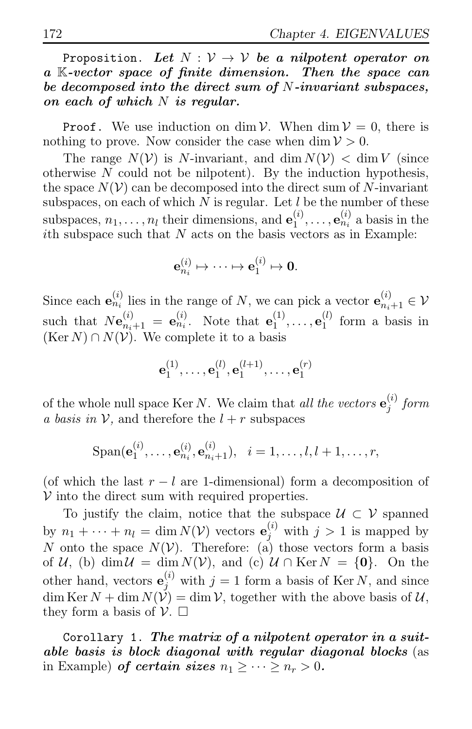`Proposition.` ***Let $N : \mathcal{V} \to \mathcal{V}$ be a nilpotent operator on a $\mathbb{K}$-vector space of finite dimension. Then the space can be decomposed into the direct sum of $N$-invariant subspaces, on each of which $N$ is regular.***

`Proof.` We use induction on $\dim \mathcal{V}$. When $\dim \mathcal{V} = 0$, there is nothing to prove. Now consider the case when $\dim \mathcal{V} > 0$.

The range $N(\mathcal{V})$ is $N$-invariant, and $\dim N(\mathcal{V}) < \dim V$ (since otherwise $N$ could not be nilpotent). By the induction hypothesis, the space $N(\mathcal{V})$ can be decomposed into the direct sum of $N$-invariant subspaces, on each of which $N$ is regular. Let $l$ be the number of these subspaces, $n_1, \dots, n_l$ their dimensions, and $\mathbf{e}_1^{(i)}, \dots, \mathbf{e}_{n_i}^{(i)}$ a basis in the $i$th subspace such that $N$ acts on the basis vectors as in Example:

$$\mathbf{e}_{n_i}^{(i)} \mapsto \cdots \mapsto \mathbf{e}_1^{(i)} \mapsto \mathbf{0}.$$

Since each $\mathbf{e}_{n_i}^{(i)}$ lies in the range of $N$, we can pick a vector $\mathbf{e}_{n_i+1}^{(i)} \in \mathcal{V}$ such that $N\mathbf{e}_{n_i+1}^{(i)} = \mathbf{e}_{n_i}^{(i)}$. Note that $\mathbf{e}_1^{(1)}, \dots, \mathbf{e}_1^{(l)}$ form a basis in $(\operatorname{Ker} N) \cap N(\mathcal{V})$. We complete it to a basis

$$\mathbf{e}_1^{(1)}, \dots, \mathbf{e}_1^{(l)}, \mathbf{e}_1^{(l+1)}, \dots, \mathbf{e}_1^{(r)}$$

of the whole null space $\operatorname{Ker} N$. We claim that *all the vectors $\mathbf{e}_j^{(i)}$ form a basis in $\mathcal{V}$,* and therefore the $l + r$ subspaces

$$\operatorname{Span}(\mathbf{e}_1^{(i)}, \dots, \mathbf{e}_{n_i}^{(i)}, \mathbf{e}_{n_i+1}^{(i)}), \quad i = 1, \dots, l, l+1, \dots, r,$$

(of which the last $r - l$ are 1-dimensional) form a decomposition of $\mathcal{V}$ into the direct sum with required properties.

To justify the claim, notice that the subspace $\mathcal{U} \subset \mathcal{V}$ spanned by $n_1 + \cdots + n_l = \dim N(\mathcal{V})$ vectors $\mathbf{e}_j^{(i)}$ with $j > 1$ is mapped by $N$ onto the space $N(\mathcal{V})$. Therefore: (a) those vectors form a basis of $\mathcal{U}$, (b) $\dim \mathcal{U} = \dim N(\mathcal{V})$, and (c) $\mathcal{U} \cap \operatorname{Ker} N = \{\mathbf{0}\}$. On the other hand, vectors $\mathbf{e}_j^{(i)}$ with $j = 1$ form a basis of $\operatorname{Ker} N$, and since $\dim \operatorname{Ker} N + \dim N(\mathcal{V}) = \dim \mathcal{V}$, together with the above basis of $\mathcal{U}$, they form a basis of $\mathcal{V}$. $\square$

`Corollary 1.` ***The matrix of a nilpotent operator in a suitable basis is block diagonal with regular diagonal blocks*** (as in Example) ***of certain sizes $n_1 \geq \cdots \geq n_r > 0$.***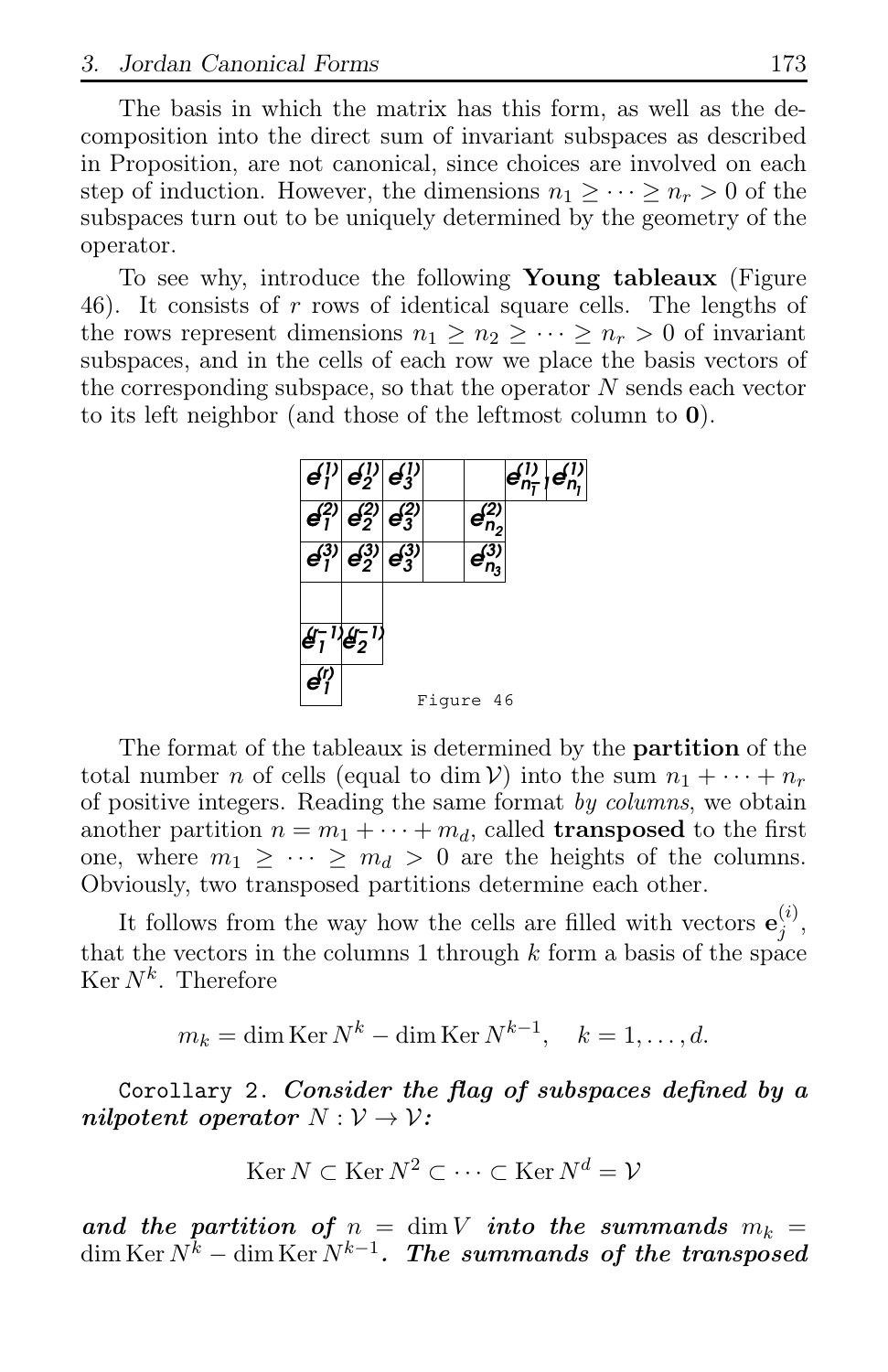The basis in which the matrix has this form, as well as the decomposition into the direct sum of invariant subspaces as described in Proposition, are not canonical, since choices are involved on each step of induction. However, the dimensions $n_1 \geq \cdots \geq n_r > 0$ of the subspaces turn out to be uniquely determined by the geometry of the operator.

To see why, introduce the following **Young tableaux** (Figure 46). It consists of $r$ rows of identical square cells. The lengths of the rows represent dimensions $n_1 \geq n_2 \geq \cdots \geq n_r > 0$ of invariant subspaces, and in the cells of each row we place the basis vectors of the corresponding subspace, so that the operator $N$ sends each vector to its left neighbor (and those of the leftmost column to $\mathbf{0}$).

| | | | | | | |
|---|---|---|---|---|---|---|
| $e_1^{(1)}$ | $e_2^{(1)}$ | $e_3^{(1)}$ | | | $e_{n_1-1}^{(1)}$ | $e_{n_1}^{(1)}$ |
| $e_1^{(2)}$ | $e_2^{(2)}$ | $e_3^{(2)}$ | | $e_{n_2}^{(2)}$ | | |
| $e_1^{(3)}$ | $e_2^{(3)}$ | $e_3^{(3)}$ | | $e_{n_3}^{(3)}$ | | |
| | | | | | | |
| $e_1^{(r-1)}$ | $e_2^{(r-1)}$ | | | | | |
| $e_1^{(r)}$ | | | | | | |

Figure 46

The format of the tableaux is determined by the **partition** of the total number $n$ of cells (equal to $\dim \mathcal{V}$) into the sum $n_1 + \cdots + n_r$ of positive integers. Reading the same format *by columns*, we obtain another partition $n = m_1 + \cdots + m_d$, called **transposed** to the first one, where $m_1 \geq \cdots \geq m_d > 0$ are the heights of the columns. Obviously, two transposed partitions determine each other.

It follows from the way how the cells are filled with vectors $\mathbf{e}_j^{(i)}$, that the vectors in the columns 1 through $k$ form a basis of the space $\operatorname{Ker} N^k$. Therefore

$$m_k = \dim \operatorname{Ker} N^k - \dim \operatorname{Ker} N^{k-1}, \quad k = 1, \ldots, d.$$

Corollary 2. ***Consider the flag of subspaces defined by a nilpotent operator*** $N : \mathcal{V} \to \mathcal{V}$***:***

$$\operatorname{Ker} N \subset \operatorname{Ker} N^2 \subset \cdots \subset \operatorname{Ker} N^d = \mathcal{V}$$

***and the partition of*** $n = \dim V$ ***into the summands*** $m_k = \dim \operatorname{Ker} N^k - \dim \operatorname{Ker} N^{k-1}$***. The summands of the transposed***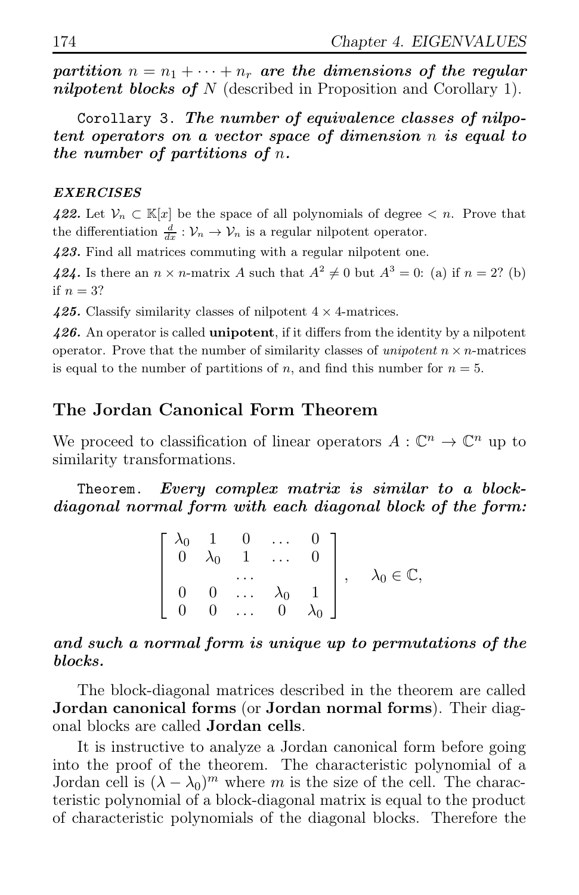***partition*** $n = n_1 + \cdots + n_r$ ***are the dimensions of the regular nilpotent blocks of*** $N$ (described in Proposition and Corollary 1).

Corollary 3. ***The number of equivalence classes of nilpotent operators on a vector space of dimension*** $n$ ***is equal to the number of partitions of*** $n$***.***

***EXERCISES***

***422.*** Let $\mathcal{V}_n \subset \mathbb{K}[x]$ be the space of all polynomials of degree $< n$. Prove that the differentiation $\frac{d}{dx} : \mathcal{V}_n \to \mathcal{V}_n$ is a regular nilpotent operator.

***423.*** Find all matrices commuting with a regular nilpotent one.

***424.*** Is there an $n \times n$-matrix $A$ such that $A^2 \neq 0$ but $A^3 = 0$: (a) if $n = 2$? (b) if $n = 3$?

***425.*** Classify similarity classes of nilpotent $4 \times 4$-matrices.

***426.*** An operator is called **unipotent**, if it differs from the identity by a nilpotent operator. Prove that the number of similarity classes of *unipotent* $n \times n$-matrices is equal to the number of partitions of $n$, and find this number for $n = 5$.

## The Jordan Canonical Form Theorem

We proceed to classification of linear operators $A : \mathbb{C}^n \to \mathbb{C}^n$ up to similarity transformations.

Theorem. ***Every complex matrix is similar to a block-diagonal normal form with each diagonal block of the form:***

$$\begin{bmatrix} \lambda_0 & 1 & 0 & \dots & 0 \\ 0 & \lambda_0 & 1 & \dots & 0 \\ & & \dots & & \\ 0 & 0 & \dots & \lambda_0 & 1 \\ 0 & 0 & \dots & 0 & \lambda_0 \end{bmatrix}, \quad \lambda_0 \in \mathbb{C},$$

***and such a normal form is unique up to permutations of the blocks.***

The block-diagonal matrices described in the theorem are called **Jordan canonical forms** (or **Jordan normal forms**). Their diagonal blocks are called **Jordan cells**.

It is instructive to analyze a Jordan canonical form before going into the proof of the theorem. The characteristic polynomial of a Jordan cell is $(\lambda - \lambda_0)^m$ where $m$ is the size of the cell. The characteristic polynomial of a block-diagonal matrix is equal to the product of characteristic polynomials of the diagonal blocks. Therefore the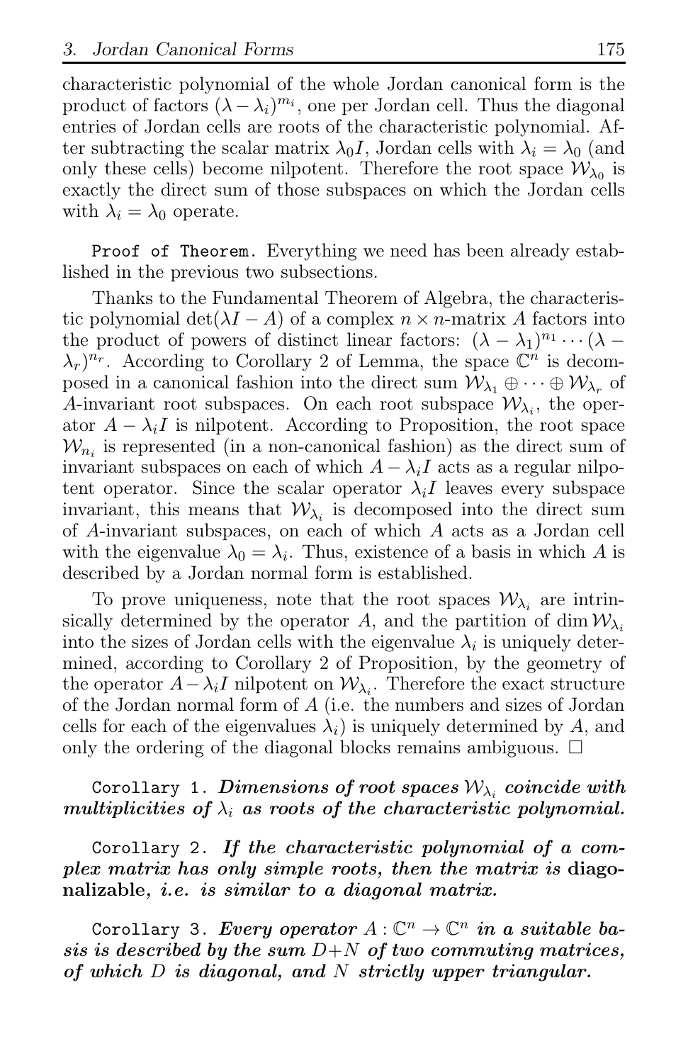characteristic polynomial of the whole Jordan canonical form is the product of factors $(\lambda - \lambda_i)^{m_i}$, one per Jordan cell. Thus the diagonal entries of Jordan cells are roots of the characteristic polynomial. After subtracting the scalar matrix $\lambda_0 I$, Jordan cells with $\lambda_i = \lambda_0$ (and only these cells) become nilpotent. Therefore the root space $\mathcal{W}_{\lambda_0}$ is exactly the direct sum of those subspaces on which the Jordan cells with $\lambda_i = \lambda_0$ operate.

`Proof of Theorem.` Everything we need has been already established in the previous two subsections.

Thanks to the Fundamental Theorem of Algebra, the characteristic polynomial $\det(\lambda I - A)$ of a complex $n \times n$-matrix $A$ factors into the product of powers of distinct linear factors: $(\lambda - \lambda_1)^{n_1} \cdots (\lambda - \lambda_r)^{n_r}$. According to Corollary 2 of Lemma, the space $\mathbb{C}^n$ is decomposed in a canonical fashion into the direct sum $\mathcal{W}_{\lambda_1} \oplus \cdots \oplus \mathcal{W}_{\lambda_r}$ of $A$-invariant root subspaces. On each root subspace $\mathcal{W}_{\lambda_i}$, the operator $A - \lambda_i I$ is nilpotent. According to Proposition, the root space $\mathcal{W}_{n_i}$ is represented (in a non-canonical fashion) as the direct sum of invariant subspaces on each of which $A - \lambda_i I$ acts as a regular nilpotent operator. Since the scalar operator $\lambda_i I$ leaves every subspace invariant, this means that $\mathcal{W}_{\lambda_i}$ is decomposed into the direct sum of $A$-invariant subspaces, on each of which $A$ acts as a Jordan cell with the eigenvalue $\lambda_0 = \lambda_i$. Thus, existence of a basis in which $A$ is described by a Jordan normal form is established.

To prove uniqueness, note that the root spaces $\mathcal{W}_{\lambda_i}$ are intrinsically determined by the operator $A$, and the partition of $\dim \mathcal{W}_{\lambda_i}$ into the sizes of Jordan cells with the eigenvalue $\lambda_i$ is uniquely determined, according to Corollary 2 of Proposition, by the geometry of the operator $A - \lambda_i I$ nilpotent on $\mathcal{W}_{\lambda_i}$. Therefore the exact structure of the Jordan normal form of $A$ (i.e. the numbers and sizes of Jordan cells for each of the eigenvalues $\lambda_i$) is uniquely determined by $A$, and only the ordering of the diagonal blocks remains ambiguous. □

`Corollary 1.` ***Dimensions of root spaces $\mathcal{W}_{\lambda_i}$ coincide with multiplicities of $\lambda_i$ as roots of the characteristic polynomial.***

`Corollary 2.` ***If the characteristic polynomial of a complex matrix has only simple roots, then the matrix is* diagonalizable*, i.e. is similar to a diagonal matrix.***

`Corollary 3.` ***Every operator $A : \mathbb{C}^n \to \mathbb{C}^n$ in a suitable basis is described by the sum $D + N$ of two commuting matrices, of which $D$ is diagonal, and $N$ strictly upper triangular.***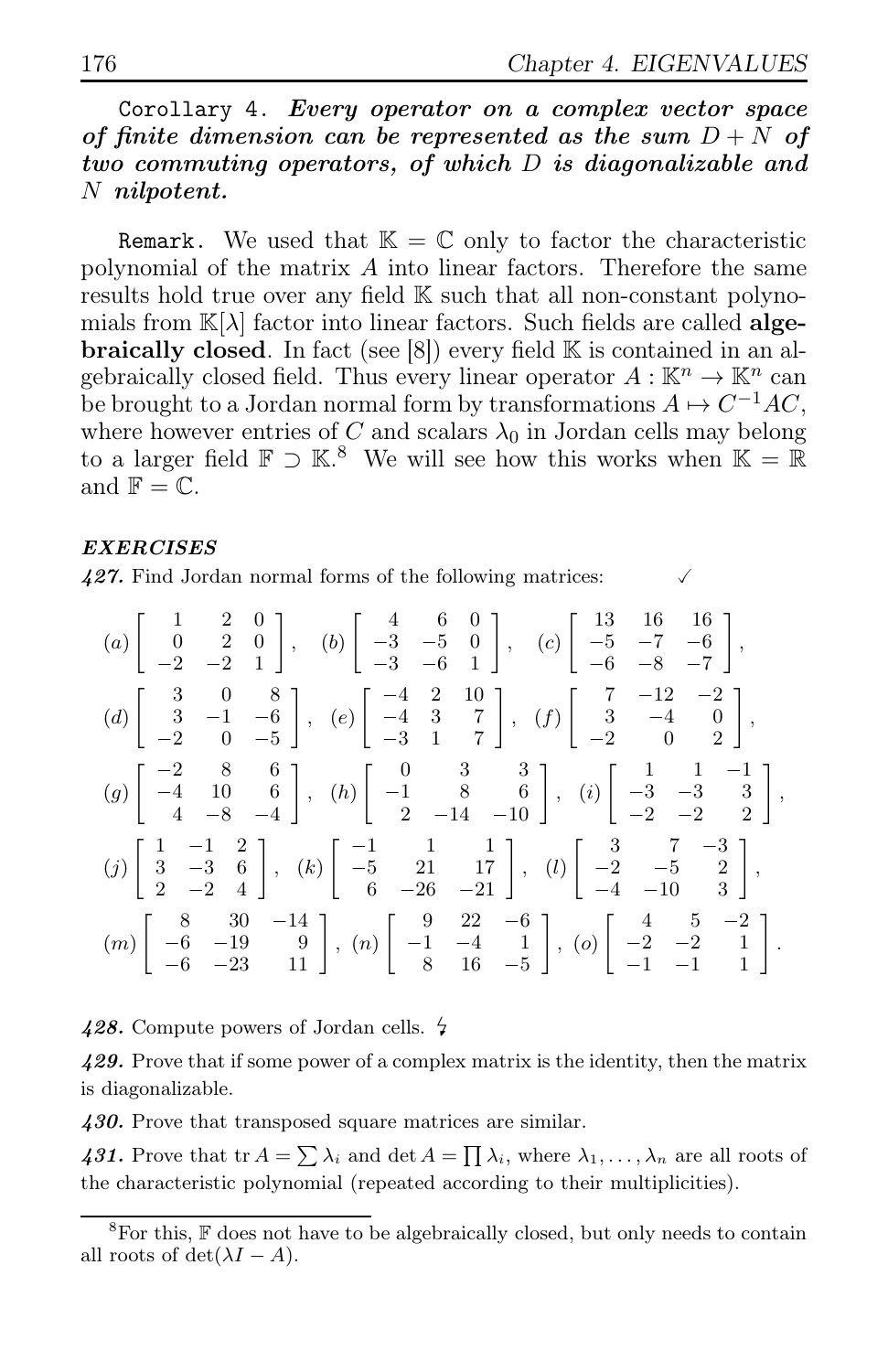Corollary 4. ***Every operator on a complex vector space of finite dimension can be represented as the sum $D + N$ of two commuting operators, of which $D$ is diagonalizable and $N$ nilpotent.***

Remark. We used that $\mathbb{K} = \mathbb{C}$ only to factor the characteristic polynomial of the matrix $A$ into linear factors. Therefore the same results hold true over any field $\mathbb{K}$ such that all non-constant polynomials from $\mathbb{K}[\lambda]$ factor into linear factors. Such fields are called **algebraically closed**. In fact (see [8]) every field $\mathbb{K}$ is contained in an algebraically closed field. Thus every linear operator $A : \mathbb{K}^n \to \mathbb{K}^n$ can be brought to a Jordan normal form by transformations $A \mapsto C^{-1}AC$, where however entries of $C$ and scalars $\lambda_0$ in Jordan cells may belong to a larger field $\mathbb{F} \supset \mathbb{K}$.[8] We will see how this works when $\mathbb{K} = \mathbb{R}$ and $\mathbb{F} = \mathbb{C}$.

***EXERCISES***

***427.*** Find Jordan normal forms of the following matrices: ✓

$$(a)\begin{bmatrix} 1 & 2 & 0 \\ 0 & 2 & 0 \\ -2 & -2 & 1 \end{bmatrix},\quad (b)\begin{bmatrix} 4 & 6 & 0 \\ -3 & -5 & 0 \\ -3 & -6 & 1 \end{bmatrix},\quad (c)\begin{bmatrix} 13 & 16 & 16 \\ -5 & -7 & -6 \\ -6 & -8 & -7 \end{bmatrix},$$

$$(d)\begin{bmatrix} 3 & 0 & 8 \\ 3 & -1 & -6 \\ -2 & 0 & -5 \end{bmatrix},\quad (e)\begin{bmatrix} -4 & 2 & 10 \\ -4 & 3 & 7 \\ -3 & 1 & 7 \end{bmatrix},\quad (f)\begin{bmatrix} 7 & -12 & -2 \\ 3 & -4 & 0 \\ -2 & 0 & 2 \end{bmatrix},$$

$$(g)\begin{bmatrix} -2 & 8 & 6 \\ -4 & 10 & 6 \\ 4 & -8 & -4 \end{bmatrix},\quad (h)\begin{bmatrix} 0 & 3 & 3 \\ -1 & 8 & 6 \\ 2 & -14 & -10 \end{bmatrix},\quad (i)\begin{bmatrix} 1 & 1 & -1 \\ -3 & -3 & 3 \\ -2 & -2 & 2 \end{bmatrix},$$

$$(j)\begin{bmatrix} 1 & -1 & 2 \\ 3 & -3 & 6 \\ 2 & -2 & 4 \end{bmatrix},\quad (k)\begin{bmatrix} -1 & 1 & 1 \\ -5 & 21 & 17 \\ 6 & -26 & -21 \end{bmatrix},\quad (l)\begin{bmatrix} 3 & 7 & -3 \\ -2 & -5 & 2 \\ -4 & -10 & 3 \end{bmatrix},$$

$$(m)\begin{bmatrix} 8 & 30 & -14 \\ -6 & -19 & 9 \\ -6 & -23 & 11 \end{bmatrix},\quad (n)\begin{bmatrix} 9 & 22 & -6 \\ -1 & -4 & 1 \\ 8 & 16 & -5 \end{bmatrix},\quad (o)\begin{bmatrix} 4 & 5 & -2 \\ -2 & -2 & 1 \\ -1 & -1 & 1 \end{bmatrix}.$$

***428.*** Compute powers of Jordan cells. ϟ

***429.*** Prove that if some power of a complex matrix is the identity, then the matrix is diagonalizable.

***430.*** Prove that transposed square matrices are similar.

***431.*** Prove that $\operatorname{tr} A = \sum \lambda_i$ and $\det A = \prod \lambda_i$, where $\lambda_1, \dots, \lambda_n$ are all roots of the characteristic polynomial (repeated according to their multiplicities).

---

[8] For this, $\mathbb{F}$ does not have to be algebraically closed, but only needs to contain all roots of $\det(\lambda I - A)$.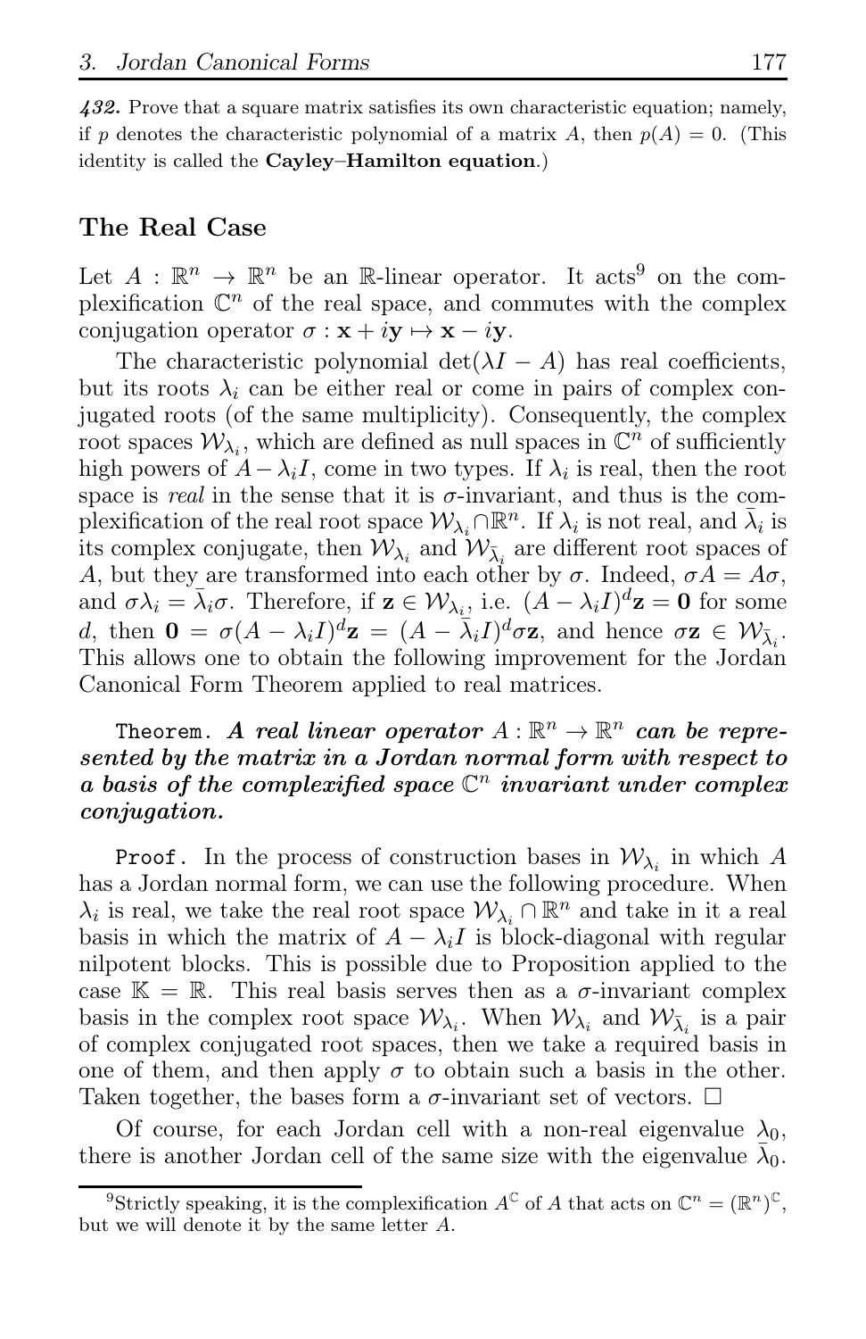***432.*** Prove that a square matrix satisfies its own characteristic equation; namely, if $p$ denotes the characteristic polynomial of a matrix $A$, then $p(A) = 0$. (This identity is called the **Cayley–Hamilton equation**.)

## The Real Case

Let $A : \mathbb{R}^n \to \mathbb{R}^n$ be an $\mathbb{R}$-linear operator. It acts[9] on the complexification $\mathbb{C}^n$ of the real space, and commutes with the complex conjugation operator $\sigma : \mathbf{x} + i\mathbf{y} \mapsto \mathbf{x} - i\mathbf{y}$.

The characteristic polynomial $\det(\lambda I - A)$ has real coefficients, but its roots $\lambda_i$ can be either real or come in pairs of complex conjugated roots (of the same multiplicity). Consequently, the complex root spaces $\mathcal{W}_{\lambda_i}$, which are defined as null spaces in $\mathbb{C}^n$ of sufficiently high powers of $A - \lambda_i I$, come in two types. If $\lambda_i$ is real, then the root space is *real* in the sense that it is $\sigma$-invariant, and thus is the complexification of the real root space $\mathcal{W}_{\lambda_i} \cap \mathbb{R}^n$. If $\lambda_i$ is not real, and $\bar{\lambda}_i$ is its complex conjugate, then $\mathcal{W}_{\lambda_i}$ and $\mathcal{W}_{\bar{\lambda}_i}$ are different root spaces of $A$, but they are transformed into each other by $\sigma$. Indeed, $\sigma A = A\sigma$, and $\sigma \lambda_i = \bar{\lambda}_i \sigma$. Therefore, if $\mathbf{z} \in \mathcal{W}_{\lambda_i}$, i.e. $(A - \lambda_i I)^d \mathbf{z} = \mathbf{0}$ for some $d$, then $\mathbf{0} = \sigma(A - \lambda_i I)^d \mathbf{z} = (A - \bar{\lambda}_i I)^d \sigma \mathbf{z}$, and hence $\sigma \mathbf{z} \in \mathcal{W}_{\bar{\lambda}_i}$. This allows one to obtain the following improvement for the Jordan Canonical Form Theorem applied to real matrices.

`Theorem.` ***A real linear operator $A : \mathbb{R}^n \to \mathbb{R}^n$ can be represented by the matrix in a Jordan normal form with respect to a basis of the complexified space $\mathbb{C}^n$ invariant under complex conjugation.***

`Proof.` In the process of construction bases in $\mathcal{W}_{\lambda_i}$ in which $A$ has a Jordan normal form, we can use the following procedure. When $\lambda_i$ is real, we take the real root space $\mathcal{W}_{\lambda_i} \cap \mathbb{R}^n$ and take in it a real basis in which the matrix of $A - \lambda_i I$ is block-diagonal with regular nilpotent blocks. This is possible due to Proposition applied to the case $\mathbb{K} = \mathbb{R}$. This real basis serves then as a $\sigma$-invariant complex basis in the complex root space $\mathcal{W}_{\lambda_i}$. When $\mathcal{W}_{\lambda_i}$ and $\mathcal{W}_{\bar{\lambda}_i}$ is a pair of complex conjugated root spaces, then we take a required basis in one of them, and then apply $\sigma$ to obtain such a basis in the other. Taken together, the bases form a $\sigma$-invariant set of vectors. $\square$

Of course, for each Jordan cell with a non-real eigenvalue $\lambda_0$, there is another Jordan cell of the same size with the eigenvalue $\bar{\lambda}_0$.

[9] Strictly speaking, it is the complexification $A^{\mathbb{C}}$ of $A$ that acts on $\mathbb{C}^n = (\mathbb{R}^n)^{\mathbb{C}}$, but we will denote it by the same letter $A$.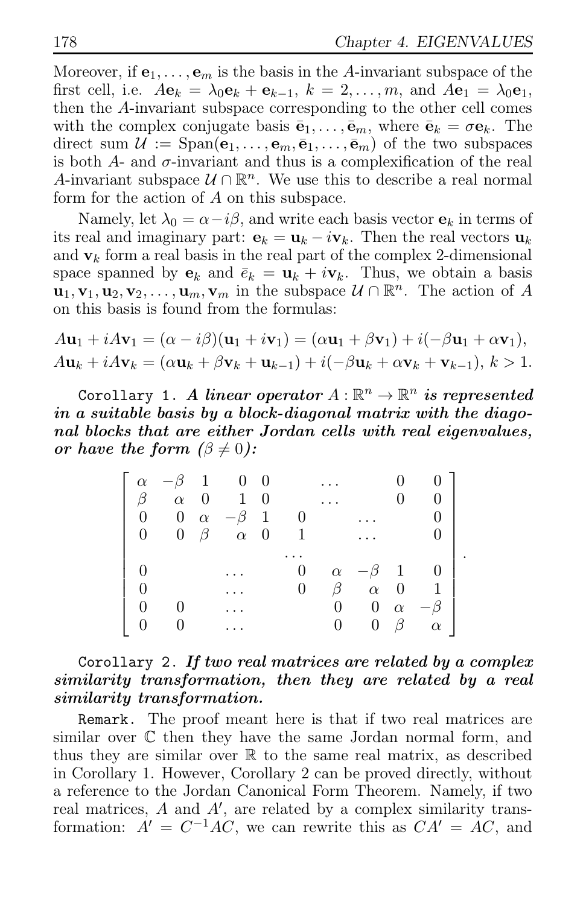Moreover, if $\mathbf{e}_1, \ldots, \mathbf{e}_m$ is the basis in the $A$-invariant subspace of the first cell, i.e. $A\mathbf{e}_k = \lambda_0 \mathbf{e}_k + \mathbf{e}_{k-1}$, $k = 2, \ldots, m$, and $A\mathbf{e}_1 = \lambda_0 \mathbf{e}_1$, then the $A$-invariant subspace corresponding to the other cell comes with the complex conjugate basis $\bar{\mathbf{e}}_1, \ldots, \bar{\mathbf{e}}_m$, where $\bar{\mathbf{e}}_k = \sigma \mathbf{e}_k$. The direct sum $\mathcal{U} := \text{Span}(\mathbf{e}_1, \ldots, \mathbf{e}_m, \bar{\mathbf{e}}_1, \ldots, \bar{\mathbf{e}}_m)$ of the two subspaces is both $A$- and $\sigma$-invariant and thus is a complexification of the real $A$-invariant subspace $\mathcal{U} \cap \mathbb{R}^n$. We use this to describe a real normal form for the action of $A$ on this subspace.

Namely, let $\lambda_0 = \alpha - i\beta$, and write each basis vector $\mathbf{e}_k$ in terms of its real and imaginary part: $\mathbf{e}_k = \mathbf{u}_k - i\mathbf{v}_k$. Then the real vectors $\mathbf{u}_k$ and $\mathbf{v}_k$ form a real basis in the real part of the complex 2-dimensional space spanned by $\mathbf{e}_k$ and $\bar{e}_k = \mathbf{u}_k + i\mathbf{v}_k$. Thus, we obtain a basis $\mathbf{u}_1, \mathbf{v}_1, \mathbf{u}_2, \mathbf{v}_2, \ldots, \mathbf{u}_m, \mathbf{v}_m$ in the subspace $\mathcal{U} \cap \mathbb{R}^n$. The action of $A$ on this basis is found from the formulas:

$$A\mathbf{u}_1 + iA\mathbf{v}_1 = (\alpha - i\beta)(\mathbf{u}_1 + i\mathbf{v}_1) = (\alpha\mathbf{u}_1 + \beta\mathbf{v}_1) + i(-\beta\mathbf{u}_1 + \alpha\mathbf{v}_1),$$
$$A\mathbf{u}_k + iA\mathbf{v}_k = (\alpha\mathbf{u}_k + \beta\mathbf{v}_k + \mathbf{u}_{k-1}) + i(-\beta\mathbf{u}_k + \alpha\mathbf{v}_k + \mathbf{v}_{k-1}),\ k > 1.$$

`Corollary 1.` ***A linear operator $A : \mathbb{R}^n \to \mathbb{R}^n$ is represented in a suitable basis by a block-diagonal matrix with the diagonal blocks that are either Jordan cells with real eigenvalues, or have the form ($\beta \neq 0$):***

$$\begin{bmatrix} \alpha & -\beta & 1 & 0 & 0 & & \ldots & & 0 & 0 \\ \beta & \alpha & 0 & 1 & 0 & & \ldots & & 0 & 0 \\ 0 & 0 & \alpha & -\beta & 1 & 0 & & \ldots & & 0 \\ 0 & 0 & \beta & \alpha & 0 & 1 & & \ldots & & 0 \\ & & & & & \ldots & & & & \\ 0 & & & \ldots & & 0 & \alpha & -\beta & 1 & 0 \\ 0 & & & \ldots & & 0 & \beta & \alpha & 0 & 1 \\ 0 & 0 & & \ldots & & & 0 & 0 & \alpha & -\beta \\ 0 & 0 & & \ldots & & & 0 & 0 & \beta & \alpha \end{bmatrix}.$$

`Corollary 2.` ***If two real matrices are related by a complex similarity transformation, then they are related by a real similarity transformation.***

`Remark.` The proof meant here is that if two real matrices are similar over $\mathbb{C}$ then they have the same Jordan normal form, and thus they are similar over $\mathbb{R}$ to the same real matrix, as described in Corollary 1. However, Corollary 2 can be proved directly, without a reference to the Jordan Canonical Form Theorem. Namely, if two real matrices, $A$ and $A'$, are related by a complex similarity transformation: $A' = C^{-1}AC$, we can rewrite this as $CA' = AC$, and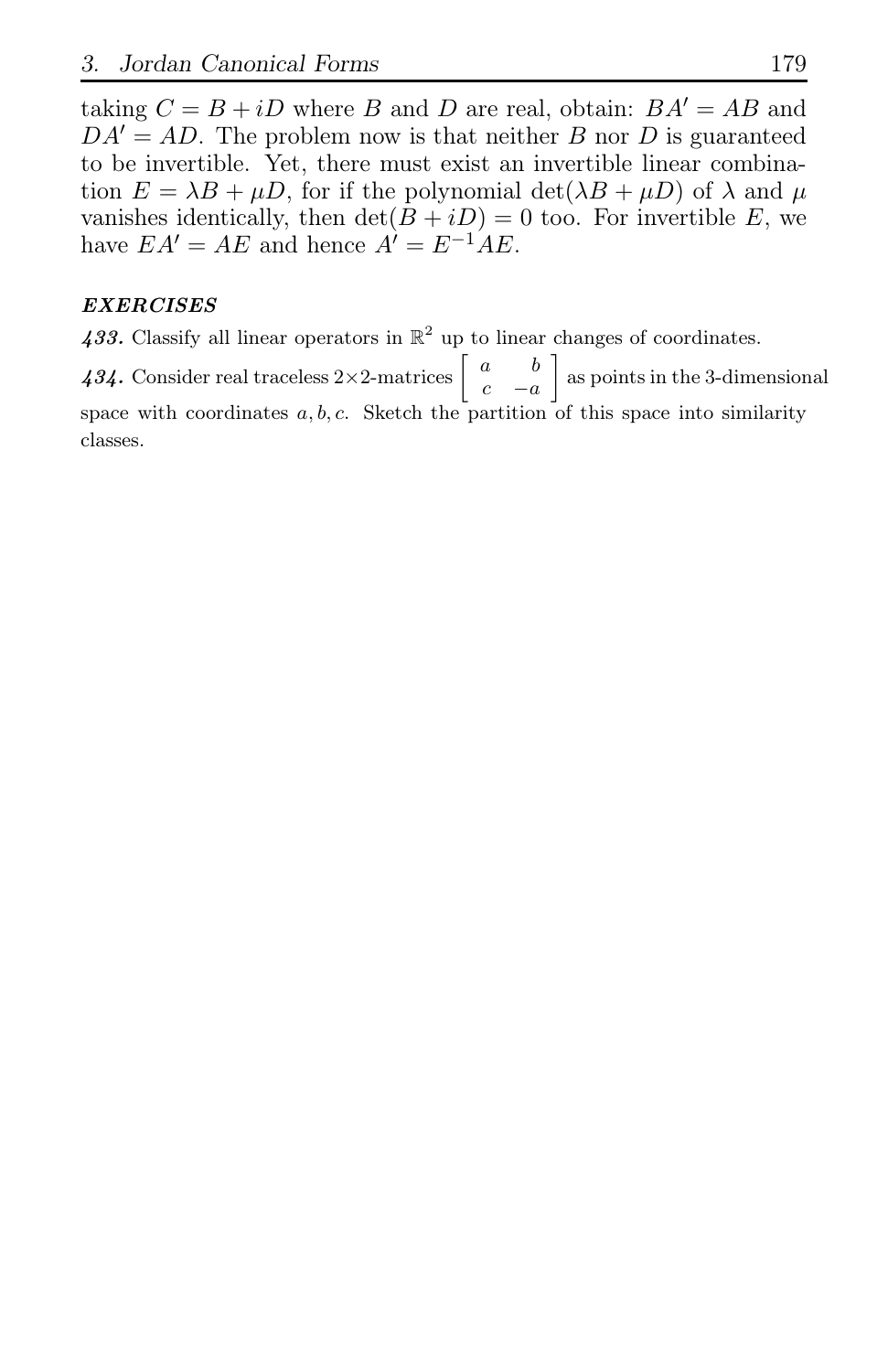taking $C = B + iD$ where $B$ and $D$ are real, obtain: $BA' = AB$ and $DA' = AD$. The problem now is that neither $B$ nor $D$ is guaranteed to be invertible. Yet, there must exist an invertible linear combination $E = \lambda B + \mu D$, for if the polynomial $\det(\lambda B + \mu D)$ of $\lambda$ and $\mu$ vanishes identically, then $\det(B + iD) = 0$ too. For invertible $E$, we have $EA' = AE$ and hence $A' = E^{-1}AE$.

### *EXERCISES*

***433.*** Classify all linear operators in $\mathbb{R}^2$ up to linear changes of coordinates.

***434.*** Consider real traceless $2\times 2$-matrices $\begin{bmatrix} a & b \\ c & -a \end{bmatrix}$ as points in the 3-dimensional space with coordinates $a, b, c$. Sketch the partition of this space into similarity classes.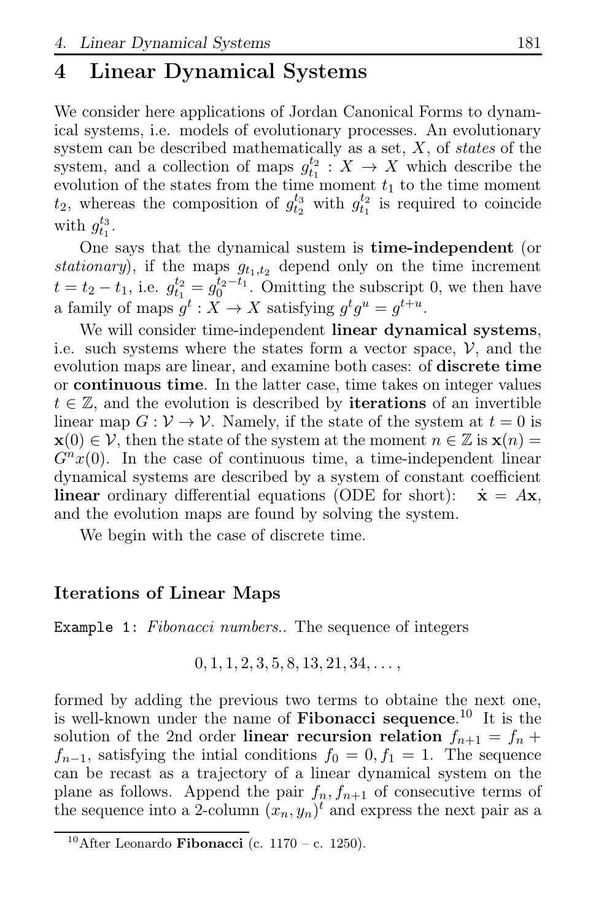# 4 Linear Dynamical Systems

We consider here applications of Jordan Canonical Forms to dynamical systems, i.e. models of evolutionary processes. An evolutionary system can be described mathematically as a set, $X$, of *states* of the system, and a collection of maps $g_{t_1}^{t_2} : X \to X$ which describe the evolution of the states from the time moment $t_1$ to the time moment $t_2$, whereas the composition of $g_{t_2}^{t_3}$ with $g_{t_1}^{t_2}$ is required to coincide with $g_{t_1}^{t_3}$.

One says that the dynamical sustem is **time-independent** (or *stationary*), if the maps $g_{t_1,t_2}$ depend only on the time increment $t = t_2 - t_1$, i.e. $g_{t_1}^{t_2} = g_0^{t_2 - t_1}$. Omitting the subscript 0, we then have a family of maps $g^t : X \to X$ satisfying $g^t g^u = g^{t+u}$.

We will consider time-independent **linear dynamical systems**, i.e. such systems where the states form a vector space, $\mathcal{V}$, and the evolution maps are linear, and examine both cases: of **discrete time** or **continuous time**. In the latter case, time takes on integer values $t \in \mathbb{Z}$, and the evolution is described by **iterations** of an invertible linear map $G : \mathcal{V} \to \mathcal{V}$. Namely, if the state of the system at $t = 0$ is $\mathbf{x}(0) \in \mathcal{V}$, then the state of the system at the moment $n \in \mathbb{Z}$ is $\mathbf{x}(n) = G^n x(0)$. In the case of continuous time, a time-independent linear dynamical systems are described by a system of constant coefficient **linear** ordinary differential equations (ODE for short): $\dot{\mathbf{x}} = A\mathbf{x}$, and the evolution maps are found by solving the system.

We begin with the case of discrete time.

### Iterations of Linear Maps

`Example 1:` *Fibonacci numbers.*. The sequence of integers

$$0, 1, 1, 2, 3, 5, 8, 13, 21, 34, \ldots,$$

formed by adding the previous two terms to obtaine the next one, is well-known under the name of **Fibonacci sequence**.[10] It is the solution of the 2nd order **linear recursion relation** $f_{n+1} = f_n + f_{n-1}$, satisfying the intial conditions $f_0 = 0, f_1 = 1$. The sequence can be recast as a trajectory of a linear dynamical system on the plane as follows. Append the pair $f_n, f_{n+1}$ of consecutive terms of the sequence into a 2-column $(x_n, y_n)^t$ and express the next pair as a

[10] After Leonardo **Fibonacci** (c. 1170 – c. 1250).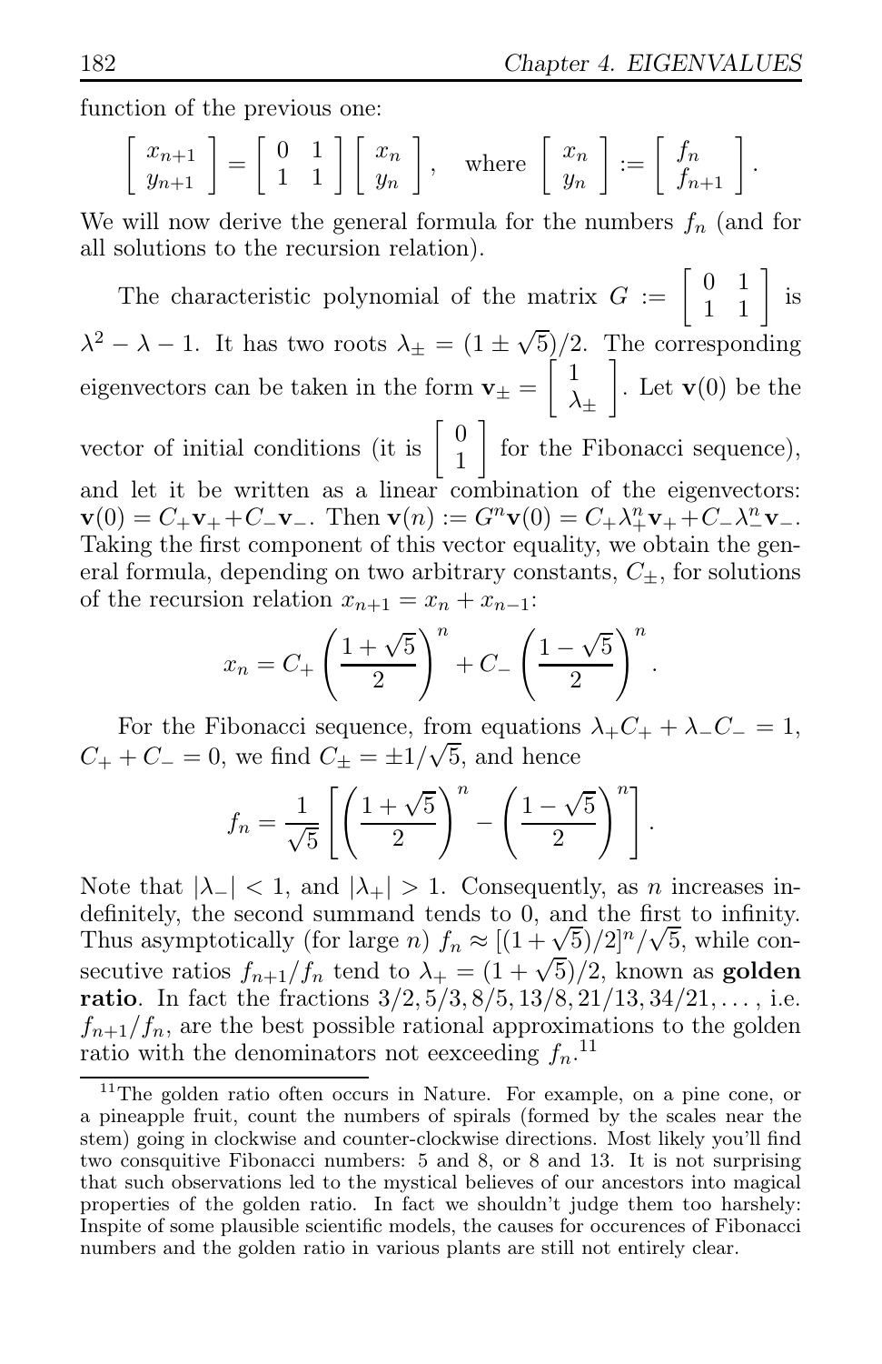function of the previous one:

$$\begin{bmatrix} x_{n+1} \\ y_{n+1} \end{bmatrix} = \begin{bmatrix} 0 & 1 \\ 1 & 1 \end{bmatrix} \begin{bmatrix} x_n \\ y_n \end{bmatrix}, \quad \text{where } \begin{bmatrix} x_n \\ y_n \end{bmatrix} := \begin{bmatrix} f_n \\ f_{n+1} \end{bmatrix}.$$

We will now derive the general formula for the numbers $f_n$ (and for all solutions to the recursion relation).

The characteristic polynomial of the matrix $G := \begin{bmatrix} 0 & 1 \\ 1 & 1 \end{bmatrix}$ is $\lambda^2 - \lambda - 1$. It has two roots $\lambda_\pm = (1 \pm \sqrt{5})/2$. The corresponding eigenvectors can be taken in the form $\mathbf{v}_\pm = \begin{bmatrix} 1 \\ \lambda_\pm \end{bmatrix}$. Let $\mathbf{v}(0)$ be the vector of initial conditions (it is $\begin{bmatrix} 0 \\ 1 \end{bmatrix}$ for the Fibonacci sequence), and let it be written as a linear combination of the eigenvectors: $\mathbf{v}(0) = C_+\mathbf{v}_+ + C_-\mathbf{v}_-$. Then $\mathbf{v}(n) := G^n\mathbf{v}(0) = C_+\lambda_+^n\mathbf{v}_+ + C_-\lambda_-^n\mathbf{v}_-$. Taking the first component of this vector equality, we obtain the general formula, depending on two arbitrary constants, $C_\pm$, for solutions of the recursion relation $x_{n+1} = x_n + x_{n-1}$:

$$x_n = C_+\left(\frac{1+\sqrt{5}}{2}\right)^n + C_-\left(\frac{1-\sqrt{5}}{2}\right)^n.$$

For the Fibonacci sequence, from equations $\lambda_+C_+ + \lambda_-C_- = 1$, $C_+ + C_- = 0$, we find $C_\pm = \pm 1/\sqrt{5}$, and hence

$$f_n = \frac{1}{\sqrt{5}}\left[\left(\frac{1+\sqrt{5}}{2}\right)^n - \left(\frac{1-\sqrt{5}}{2}\right)^n\right].$$

Note that $|\lambda_-| < 1$, and $|\lambda_+| > 1$. Consequently, as $n$ increases indefinitely, the second summand tends to 0, and the first to infinity. Thus asymptotically (for large $n$) $f_n \approx [(1+\sqrt{5})/2]^n/\sqrt{5}$, while consecutive ratios $f_{n+1}/f_n$ tend to $\lambda_+ = (1+\sqrt{5})/2$, known as **golden ratio**. In fact the fractions $3/2, 5/3, 8/5, 13/8, 21/13, 34/21, \ldots$, i.e. $f_{n+1}/f_n$, are the best possible rational approximations to the golden ratio with the denominators not eexceeding $f_n$.[11]

---

[11] The golden ratio often occurs in Nature. For example, on a pine cone, or a pineapple fruit, count the numbers of spirals (formed by the scales near the stem) going in clockwise and counter-clockwise directions. Most likely you'll find two consquitive Fibonacci numbers: 5 and 8, or 8 and 13. It is not surprising that such observations led to the mystical believes of our ancestors into magical properties of the golden ratio. In fact we shouldn't judge them too harshely: Inspite of some plausible scientific models, the causes for occurences of Fibonacci numbers and the golden ratio in various plants are still not entirely clear.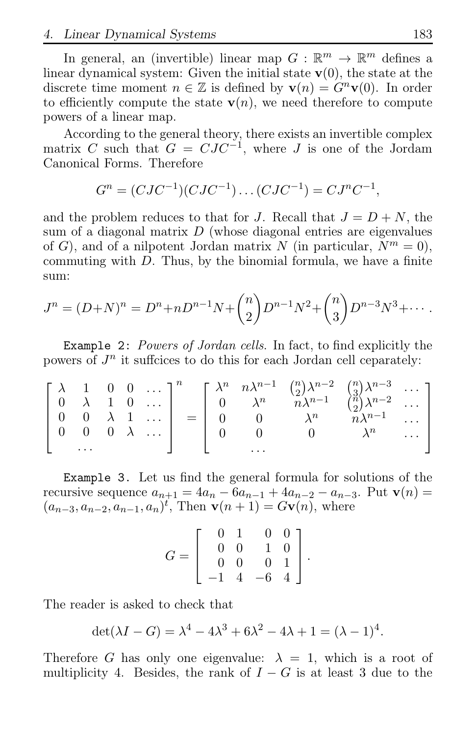In general, an (invertible) linear map $G : \mathbb{R}^m \to \mathbb{R}^m$ defines a linear dynamical system: Given the initial state $\mathbf{v}(0)$, the state at the discrete time moment $n \in \mathbb{Z}$ is defined by $\mathbf{v}(n) = G^n \mathbf{v}(0)$. In order to efficiently compute the state $\mathbf{v}(n)$, we need therefore to compute powers of a linear map.

According to the general theory, there exists an invertible complex matrix $C$ such that $G = CJC^{-1}$, where $J$ is one of the Jordam Canonical Forms. Therefore

$$G^n = (CJC^{-1})(CJC^{-1}) \dots (CJC^{-1}) = CJ^nC^{-1},$$

and the problem reduces to that for $J$. Recall that $J = D + N$, the sum of a diagonal matrix $D$ (whose diagonal entries are eigenvalues of $G$), and of a nilpotent Jordan matrix $N$ (in particular, $N^m = 0$), commuting with $D$. Thus, by the binomial formula, we have a finite sum:

$$J^n = (D+N)^n = D^n + nD^{n-1}N + \binom{n}{2}D^{n-1}N^2 + \binom{n}{3}D^{n-3}N^3 + \cdots.$$

`Example 2:` *Powers of Jordan cells.* In fact, to find explicitly the powers of $J^n$ it suffcices to do this for each Jordan cell ceparately:

$$\begin{bmatrix} \lambda & 1 & 0 & 0 & \dots \\ 0 & \lambda & 1 & 0 & \dots \\ 0 & 0 & \lambda & 1 & \dots \\ 0 & 0 & 0 & \lambda & \dots \\ & \dots & & & \end{bmatrix}^n = \begin{bmatrix} \lambda^n & n\lambda^{n-1} & \binom{n}{2}\lambda^{n-2} & \binom{n}{3}\lambda^{n-3} & \dots \\ 0 & \lambda^n & n\lambda^{n-1} & \binom{n}{2}\lambda^{n-2} & \dots \\ 0 & 0 & \lambda^n & n\lambda^{n-1} & \dots \\ 0 & 0 & 0 & \lambda^n & \dots \\ & \dots & & & \end{bmatrix}$$

`Example 3.` Let us find the general formula for solutions of the recursive sequence $a_{n+1} = 4a_n - 6a_{n-1} + 4a_{n-2} - a_{n-3}$. Put $\mathbf{v}(n) = (a_{n-3}, a_{n-2}, a_{n-1}, a_n)^t$, Then $\mathbf{v}(n+1) = G\mathbf{v}(n)$, where

$$G = \begin{bmatrix} 0 & 1 & 0 & 0 \\ 0 & 0 & 1 & 0 \\ 0 & 0 & 0 & 1 \\ -1 & 4 & -6 & 4 \end{bmatrix}.$$

The reader is asked to check that

$$\det(\lambda I - G) = \lambda^4 - 4\lambda^3 + 6\lambda^2 - 4\lambda + 1 = (\lambda - 1)^4.$$

Therefore $G$ has only one eigenvalue: $\lambda = 1$, which is a root of multiplicity 4. Besides, the rank of $I - G$ is at least 3 due to the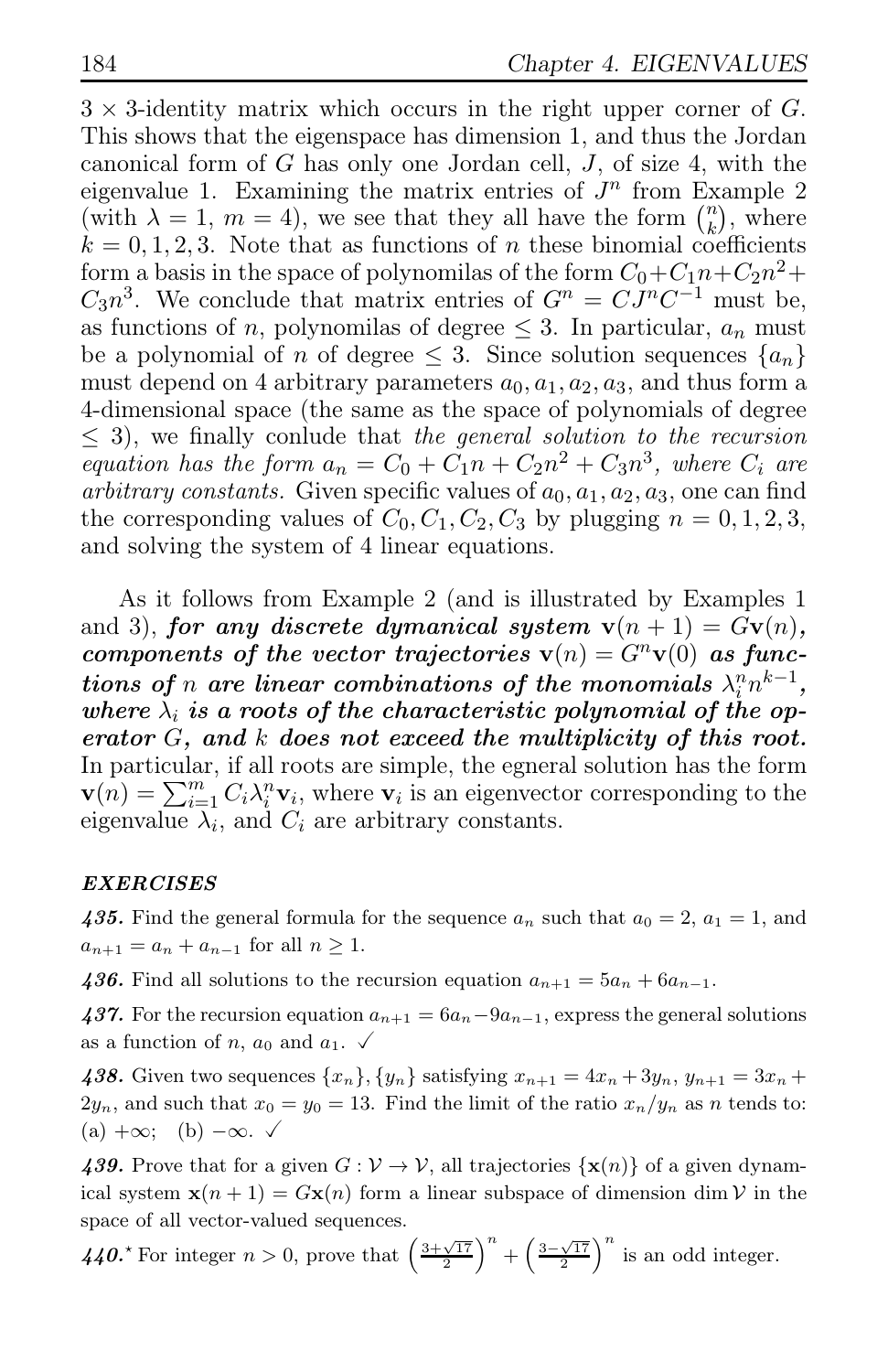$3 \times 3$-identity matrix which occurs in the right upper corner of $G$. This shows that the eigenspace has dimension 1, and thus the Jordan canonical form of $G$ has only one Jordan cell, $J$, of size 4, with the eigenvalue 1. Examining the matrix entries of $J^n$ from Example 2 (with $\lambda = 1$, $m = 4$), we see that they all have the form $\binom{n}{k}$, where $k = 0, 1, 2, 3$. Note that as functions of $n$ these binomial coefficients form a basis in the space of polynomilas of the form $C_0 + C_1 n + C_2 n^2 + C_3 n^3$. We conclude that matrix entries of $G^n = CJ^nC^{-1}$ must be, as functions of $n$, polynomilas of degree $\leq 3$. In particular, $a_n$ must be a polynomial of $n$ of degree $\leq 3$. Since solution sequences $\{a_n\}$ must depend on 4 arbitrary parameters $a_0, a_1, a_2, a_3$, and thus form a 4-dimensional space (the same as the space of polynomials of degree $\leq 3$), we finally conlude that *the general solution to the recursion equation has the form $a_n = C_0 + C_1 n + C_2 n^2 + C_3 n^3$, where $C_i$ are arbitrary constants.* Given specific values of $a_0, a_1, a_2, a_3$, one can find the corresponding values of $C_0, C_1, C_2, C_3$ by plugging $n = 0, 1, 2, 3$, and solving the system of 4 linear equations.

As it follows from Example 2 (and is illustrated by Examples 1 and 3), ***for any discrete dymanical system $\mathbf{v}(n+1) = G\mathbf{v}(n)$, components of the vector trajectories $\mathbf{v}(n) = G^n\mathbf{v}(0)$ as functions of $n$ are linear combinations of the monomials $\lambda_i^n n^{k-1}$, where $\lambda_i$ is a roots of the characteristic polynomial of the operator $G$, and $k$ does not exceed the multiplicity of this root.*** In particular, if all roots are simple, the egneral solution has the form $\mathbf{v}(n) = \sum_{i=1}^{m} C_i \lambda_i^n \mathbf{v}_i$, where $\mathbf{v}_i$ is an eigenvector corresponding to the eigenvalue $\lambda_i$, and $C_i$ are arbitrary constants.

### *EXERCISES*

***435.*** Find the general formula for the sequence $a_n$ such that $a_0 = 2$, $a_1 = 1$, and $a_{n+1} = a_n + a_{n-1}$ for all $n \geq 1$.

***436.*** Find all solutions to the recursion equation $a_{n+1} = 5a_n + 6a_{n-1}$.

***437.*** For the recursion equation $a_{n+1} = 6a_n - 9a_{n-1}$, express the general solutions as a function of $n$, $a_0$ and $a_1$. ✓

***438.*** Given two sequences $\{x_n\}, \{y_n\}$ satisfying $x_{n+1} = 4x_n + 3y_n$, $y_{n+1} = 3x_n + 2y_n$, and such that $x_0 = y_0 = 13$. Find the limit of the ratio $x_n/y_n$ as $n$ tends to: (a) $+\infty$; (b) $-\infty$. ✓

***439.*** Prove that for a given $G : \mathcal{V} \to \mathcal{V}$, all trajectories $\{\mathbf{x}(n)\}$ of a given dynamical system $\mathbf{x}(n+1) = G\mathbf{x}(n)$ form a linear subspace of dimension $\dim \mathcal{V}$ in the space of all vector-valued sequences.

***440.**** For integer $n > 0$, prove that $\left(\frac{3+\sqrt{17}}{2}\right)^n + \left(\frac{3-\sqrt{17}}{2}\right)^n$ is an odd integer.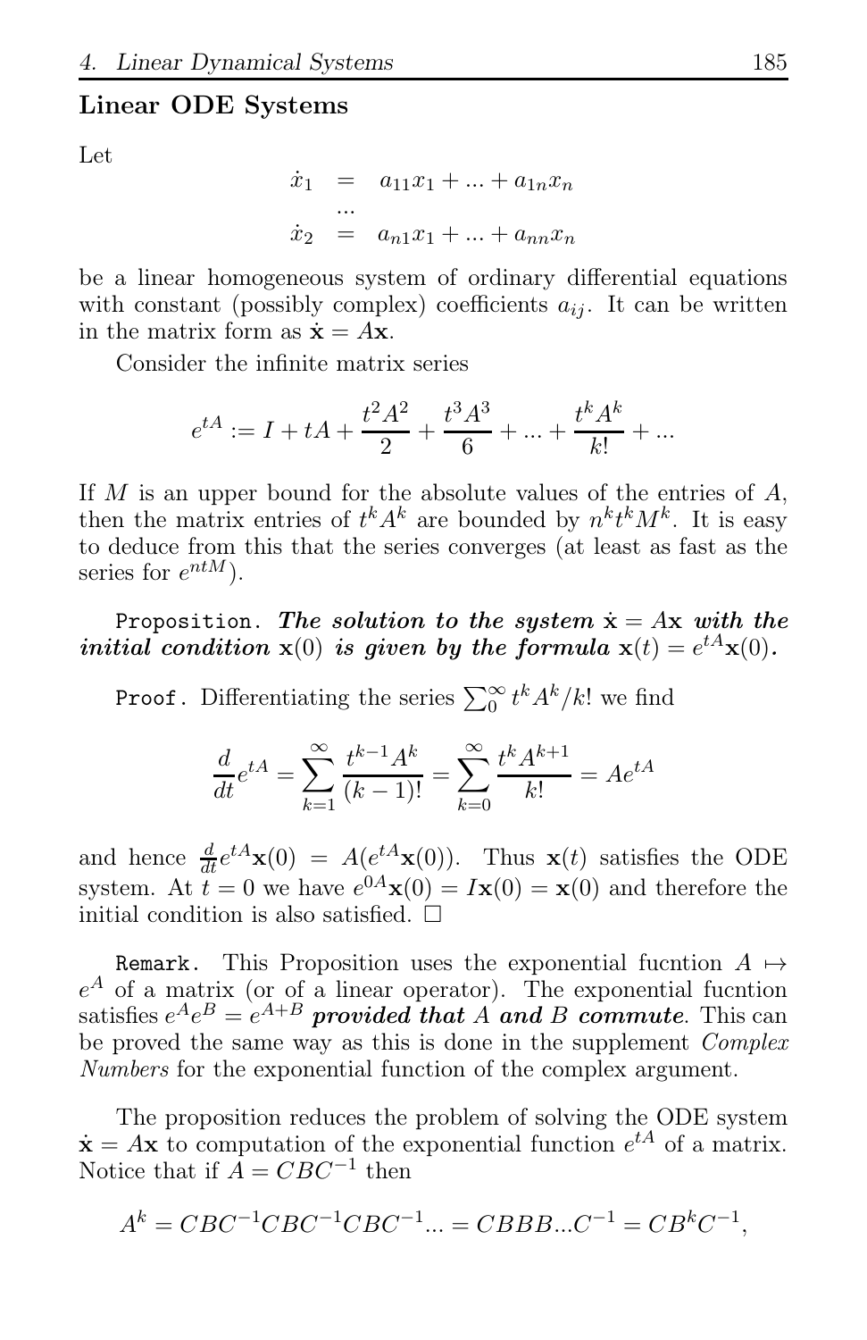### Linear ODE Systems

Let

$$\begin{aligned}\dot{x}_1 &= a_{11}x_1 + ... + a_{1n}x_n \\ &... \\ \dot{x}_2 &= a_{n1}x_1 + ... + a_{nn}x_n\end{aligned}$$

be a linear homogeneous system of ordinary differential equations with constant (possibly complex) coefficients $a_{ij}$. It can be written in the matrix form as $\dot{\mathbf{x}} = A\mathbf{x}$.

Consider the infinite matrix series

$$e^{tA} := I + tA + \frac{t^2A^2}{2} + \frac{t^3A^3}{6} + ... + \frac{t^kA^k}{k!} + ...$$

If $M$ is an upper bound for the absolute values of the entries of $A$, then the matrix entries of $t^kA^k$ are bounded by $n^kt^kM^k$. It is easy to deduce from this that the series converges (at least as fast as the series for $e^{ntM}$).

`Proposition.` ***The solution to the system*** $\dot{\mathbf{x}} = A\mathbf{x}$ ***with the initial condition*** $\mathbf{x}(0)$ ***is given by the formula*** $\mathbf{x}(t) = e^{tA}\mathbf{x}(0)$.

`Proof.` Differentiating the series $\sum_0^\infty t^kA^k/k!$ we find

$$\frac{d}{dt}e^{tA} = \sum_{k=1}^{\infty} \frac{t^{k-1}A^k}{(k-1)!} = \sum_{k=0}^{\infty} \frac{t^kA^{k+1}}{k!} = Ae^{tA}$$

and hence $\frac{d}{dt}e^{tA}\mathbf{x}(0) = A(e^{tA}\mathbf{x}(0))$. Thus $\mathbf{x}(t)$ satisfies the ODE system. At $t = 0$ we have $e^{0A}\mathbf{x}(0) = I\mathbf{x}(0) = \mathbf{x}(0)$ and therefore the initial condition is also satisfied. $\square$

`Remark.` This Proposition uses the exponential fucntion $A \mapsto e^A$ of a matrix (or of a linear operator). The exponential fucntion satisfies $e^Ae^B = e^{A+B}$ ***provided that*** $A$ ***and*** $B$ ***commute***. This can be proved the same way as this is done in the supplement *Complex Numbers* for the exponential function of the complex argument.

The proposition reduces the problem of solving the ODE system $\dot{\mathbf{x}} = A\mathbf{x}$ to computation of the exponential function $e^{tA}$ of a matrix. Notice that if $A = CBC^{-1}$ then

$$A^k = CBC^{-1}CBC^{-1}CBC^{-1}... = CBBB...C^{-1} = CB^kC^{-1},$$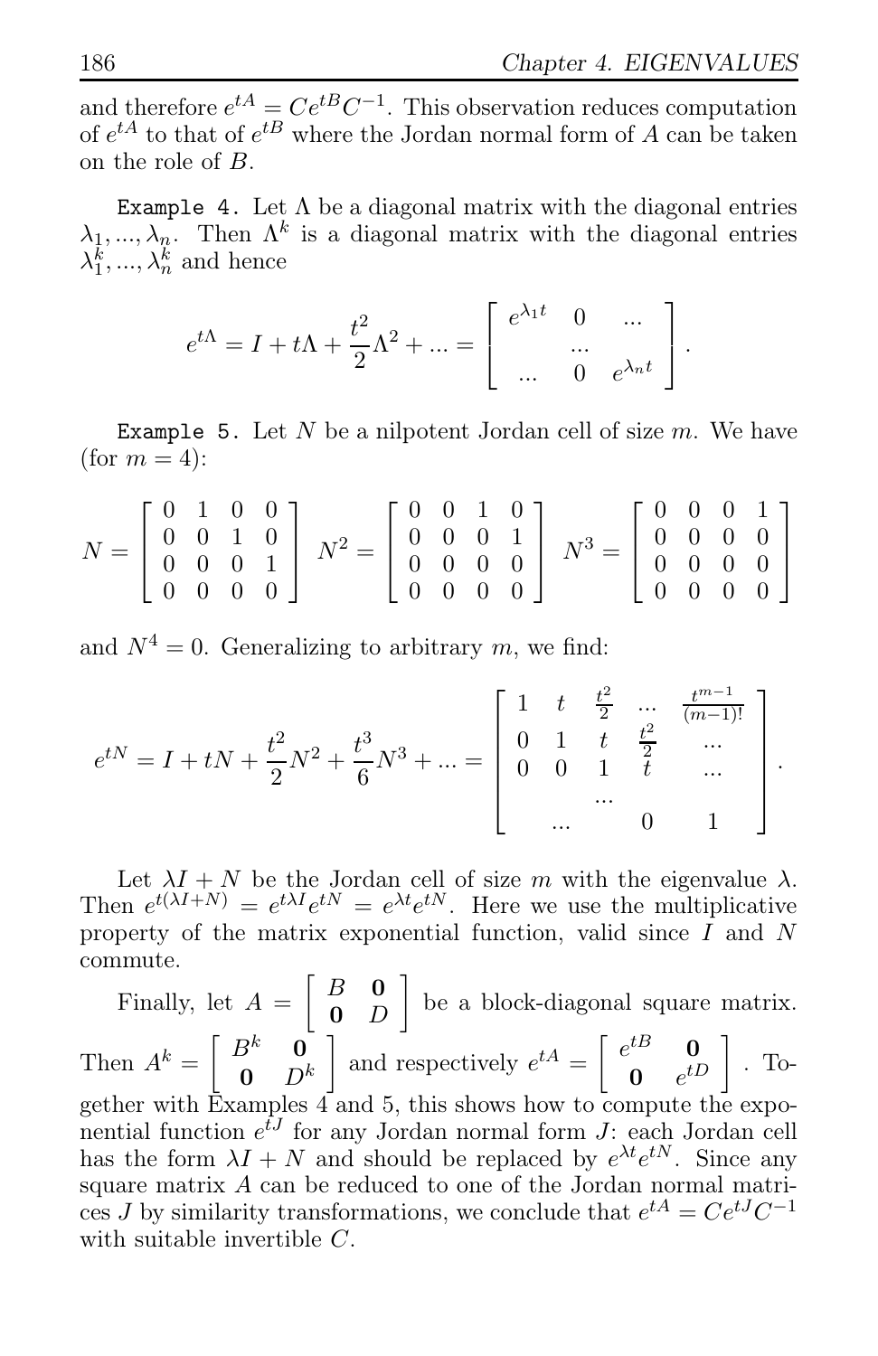and therefore $e^{tA} = Ce^{tB}C^{-1}$. This observation reduces computation of $e^{tA}$ to that of $e^{tB}$ where the Jordan normal form of $A$ can be taken on the role of $B$.

`Example 4.` Let $\Lambda$ be a diagonal matrix with the diagonal entries $\lambda_1, ..., \lambda_n$. Then $\Lambda^k$ is a diagonal matrix with the diagonal entries $\lambda_1^k, ..., \lambda_n^k$ and hence

$$e^{t\Lambda} = I + t\Lambda + \frac{t^2}{2}\Lambda^2 + ... = \begin{bmatrix} e^{\lambda_1 t} & 0 & ... \\ & ... & \\ ... & 0 & e^{\lambda_n t} \end{bmatrix}.$$

`Example 5.` Let $N$ be a nilpotent Jordan cell of size $m$. We have (for $m = 4$):

$$N = \begin{bmatrix} 0 & 1 & 0 & 0 \\ 0 & 0 & 1 & 0 \\ 0 & 0 & 0 & 1 \\ 0 & 0 & 0 & 0 \end{bmatrix} \quad N^2 = \begin{bmatrix} 0 & 0 & 1 & 0 \\ 0 & 0 & 0 & 1 \\ 0 & 0 & 0 & 0 \\ 0 & 0 & 0 & 0 \end{bmatrix} \quad N^3 = \begin{bmatrix} 0 & 0 & 0 & 1 \\ 0 & 0 & 0 & 0 \\ 0 & 0 & 0 & 0 \\ 0 & 0 & 0 & 0 \end{bmatrix}$$

and $N^4 = 0$. Generalizing to arbitrary $m$, we find:

$$e^{tN} = I + tN + \frac{t^2}{2}N^2 + \frac{t^3}{6}N^3 + ... = \begin{bmatrix} 1 & t & \frac{t^2}{2} & ... & \frac{t^{m-1}}{(m-1)!} \\ 0 & 1 & t & \frac{t^2}{2} & ... \\ 0 & 0 & 1 & t & ... \\ & & ... & & \\ & ... & & 0 & 1 \end{bmatrix}.$$

Let $\lambda I + N$ be the Jordan cell of size $m$ with the eigenvalue $\lambda$. Then $e^{t(\lambda I + N)} = e^{t\lambda I}e^{tN} = e^{\lambda t}e^{tN}$. Here we use the multiplicative property of the matrix exponential function, valid since $I$ and $N$ commute.

Finally, let $A = \begin{bmatrix} B & \mathbf{0} \\ \mathbf{0} & D \end{bmatrix}$ be a block-diagonal square matrix. Then $A^k = \begin{bmatrix} B^k & \mathbf{0} \\ \mathbf{0} & D^k \end{bmatrix}$ and respectively $e^{tA} = \begin{bmatrix} e^{tB} & \mathbf{0} \\ \mathbf{0} & e^{tD} \end{bmatrix}$. Together with Examples 4 and 5, this shows how to compute the exponential function $e^{tJ}$ for any Jordan normal form $J$: each Jordan cell has the form $\lambda I + N$ and should be replaced by $e^{\lambda t}e^{tN}$. Since any square matrix $A$ can be reduced to one of the Jordan normal matrices $J$ by similarity transformations, we conclude that $e^{tA} = Ce^{tJ}C^{-1}$ with suitable invertible $C$.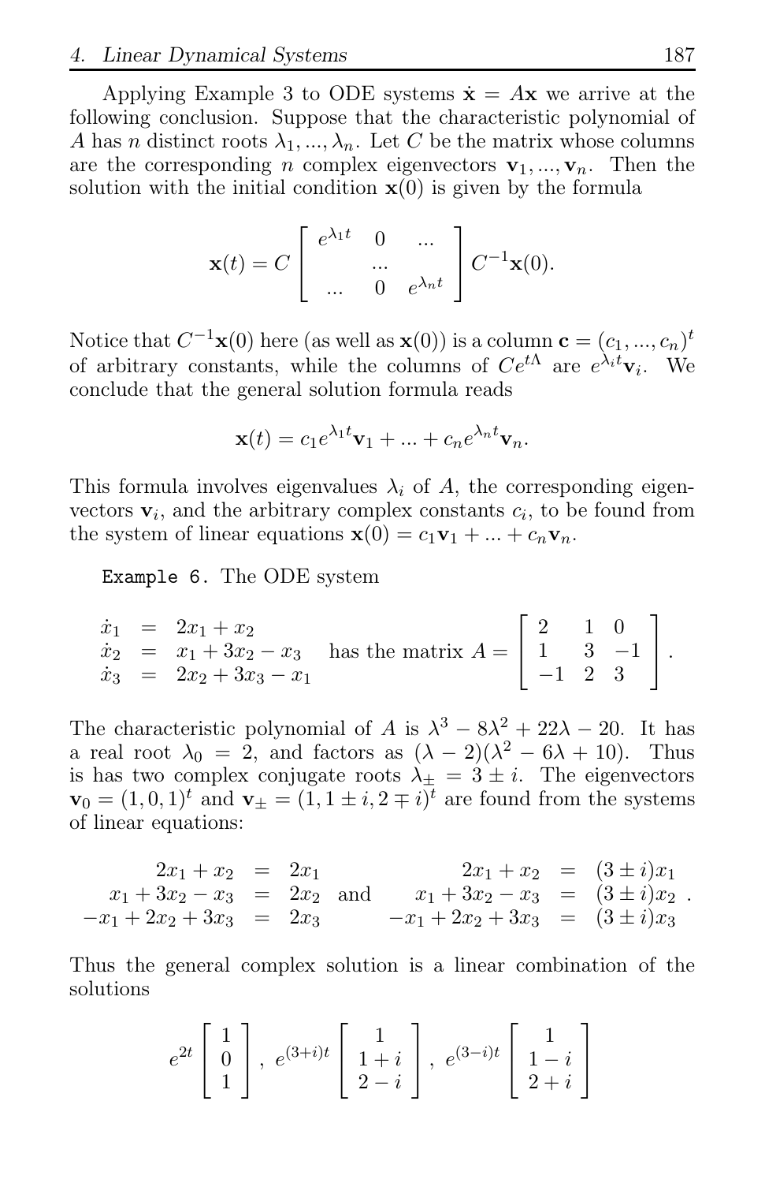Applying Example 3 to ODE systems $\dot{\mathbf{x}} = A\mathbf{x}$ we arrive at the following conclusion. Suppose that the characteristic polynomial of $A$ has $n$ distinct roots $\lambda_1, ..., \lambda_n$. Let $C$ be the matrix whose columns are the corresponding $n$ complex eigenvectors $\mathbf{v}_1, ..., \mathbf{v}_n$. Then the solution with the initial condition $\mathbf{x}(0)$ is given by the formula

$$\mathbf{x}(t) = C \begin{bmatrix} e^{\lambda_1 t} & 0 & ... \\ & ... & \\ ... & 0 & e^{\lambda_n t} \end{bmatrix} C^{-1}\mathbf{x}(0).$$

Notice that $C^{-1}\mathbf{x}(0)$ here (as well as $\mathbf{x}(0)$) is a column $\mathbf{c} = (c_1, ..., c_n)^t$ of arbitrary constants, while the columns of $Ce^{t\Lambda}$ are $e^{\lambda_i t}\mathbf{v}_i$. We conclude that the general solution formula reads

$$\mathbf{x}(t) = c_1 e^{\lambda_1 t}\mathbf{v}_1 + ... + c_n e^{\lambda_n t}\mathbf{v}_n.$$

This formula involves eigenvalues $\lambda_i$ of $A$, the corresponding eigenvectors $\mathbf{v}_i$, and the arbitrary complex constants $c_i$, to be found from the system of linear equations $\mathbf{x}(0) = c_1\mathbf{v}_1 + ... + c_n\mathbf{v}_n$.

`Example 6.` The ODE system

$$\begin{array}{rcl} \dot{x}_1 &=& 2x_1 + x_2 \\ \dot{x}_2 &=& x_1 + 3x_2 - x_3 \\ \dot{x}_3 &=& 2x_2 + 3x_3 - x_1 \end{array} \quad \text{has the matrix } A = \begin{bmatrix} 2 & 1 & 0 \\ 1 & 3 & -1 \\ -1 & 2 & 3 \end{bmatrix}.$$

The characteristic polynomial of $A$ is $\lambda^3 - 8\lambda^2 + 22\lambda - 20$. It has a real root $\lambda_0 = 2$, and factors as $(\lambda - 2)(\lambda^2 - 6\lambda + 10)$. Thus is has two complex conjugate roots $\lambda_\pm = 3 \pm i$. The eigenvectors $\mathbf{v}_0 = (1, 0, 1)^t$ and $\mathbf{v}_\pm = (1, 1 \pm i, 2 \mp i)^t$ are found from the systems of linear equations:

$$\begin{array}{rcl} 2x_1 + x_2 &=& 2x_1 \\ x_1 + 3x_2 - x_3 &=& 2x_2 \\ -x_1 + 2x_2 + 3x_3 &=& 2x_3 \end{array} \quad \text{and} \quad \begin{array}{rcl} 2x_1 + x_2 &=& (3 \pm i)x_1 \\ x_1 + 3x_2 - x_3 &=& (3 \pm i)x_2 \\ -x_1 + 2x_2 + 3x_3 &=& (3 \pm i)x_3 \end{array}.$$

Thus the general complex solution is a linear combination of the solutions

$$e^{2t}\begin{bmatrix} 1 \\ 0 \\ 1 \end{bmatrix}, \; e^{(3+i)t}\begin{bmatrix} 1 \\ 1+i \\ 2-i \end{bmatrix}, \; e^{(3-i)t}\begin{bmatrix} 1 \\ 1-i \\ 2+i \end{bmatrix}$$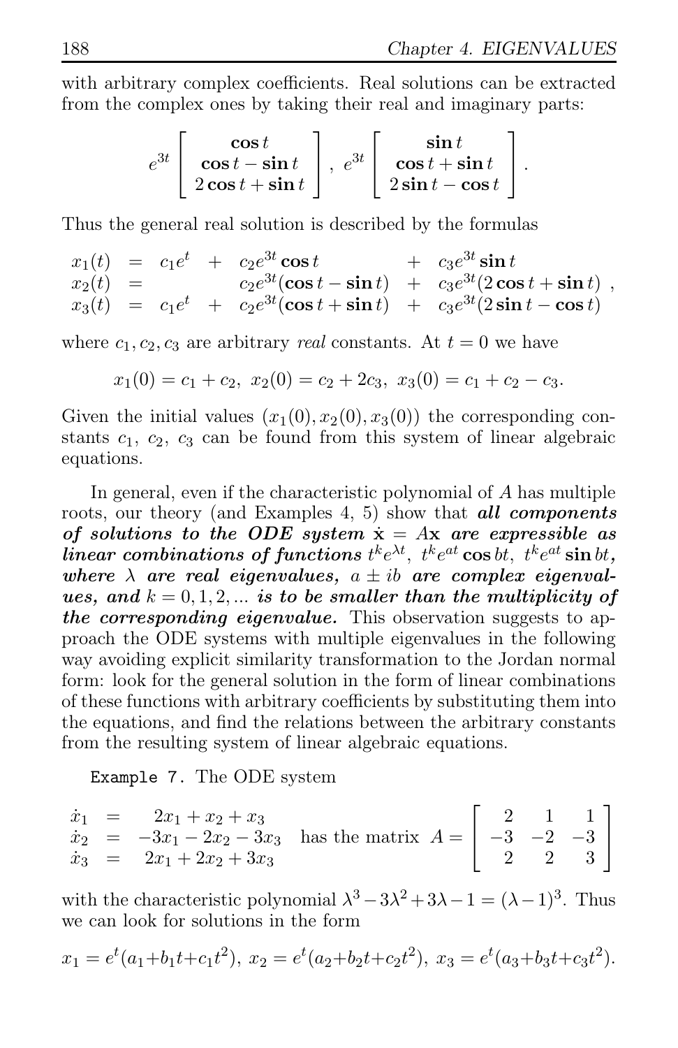with arbitrary complex coefficients. Real solutions can be extracted from the complex ones by taking their real and imaginary parts:

$$e^{3t}\begin{bmatrix} \cos t \\ \cos t - \sin t \\ 2\cos t + \sin t \end{bmatrix},\ e^{3t}\begin{bmatrix} \sin t \\ \cos t + \sin t \\ 2\sin t - \cos t \end{bmatrix}.$$

Thus the general real solution is described by the formulas

$$\begin{array}{rclcl} x_1(t) &=& c_1e^t &+& c_2e^{3t}\cos t &+& c_3e^{3t}\sin t \\ x_2(t) &=& && c_2e^{3t}(\cos t - \sin t) &+& c_3e^{3t}(2\cos t + \sin t) \\ x_3(t) &=& c_1e^t &+& c_2e^{3t}(\cos t + \sin t) &+& c_3e^{3t}(2\sin t - \cos t) \end{array},$$

where $c_1, c_2, c_3$ are arbitrary *real* constants. At $t = 0$ we have

$$x_1(0) = c_1 + c_2,\ x_2(0) = c_2 + 2c_3,\ x_3(0) = c_1 + c_2 - c_3.$$

Given the initial values $(x_1(0), x_2(0), x_3(0))$ the corresponding constants $c_1$, $c_2$, $c_3$ can be found from this system of linear algebraic equations.

In general, even if the characteristic polynomial of $A$ has multiple roots, our theory (and Examples 4, 5) show that ***all components of solutions to the ODE system $\dot{\mathbf{x}} = A\mathbf{x}$ are expressible as linear combinations of functions $t^k e^{\lambda t}$, $t^k e^{at}\cos bt$, $t^k e^{at}\sin bt$, where $\lambda$ are real eigenvalues, $a \pm ib$ are complex eigenvalues, and $k = 0, 1, 2, ...$ is to be smaller than the multiplicity of the corresponding eigenvalue.*** This observation suggests to approach the ODE systems with multiple eigenvalues in the following way avoiding explicit similarity transformation to the Jordan normal form: look for the general solution in the form of linear combinations of these functions with arbitrary coefficients by substituting them into the equations, and find the relations between the arbitrary constants from the resulting system of linear algebraic equations.

`Example 7.` The ODE system

$$\begin{array}{rcl} \dot{x}_1 &=& 2x_1 + x_2 + x_3 \\ \dot{x}_2 &=& -3x_1 - 2x_2 - 3x_3 \\ \dot{x}_3 &=& 2x_1 + 2x_2 + 3x_3 \end{array} \quad \text{has the matrix } A = \begin{bmatrix} 2 & 1 & 1 \\ -3 & -2 & -3 \\ 2 & 2 & 3 \end{bmatrix}$$

with the characteristic polynomial $\lambda^3 - 3\lambda^2 + 3\lambda - 1 = (\lambda - 1)^3$. Thus we can look for solutions in the form

$$x_1 = e^t(a_1 + b_1t + c_1t^2),\ x_2 = e^t(a_2 + b_2t + c_2t^2),\ x_3 = e^t(a_3 + b_3t + c_3t^2).$$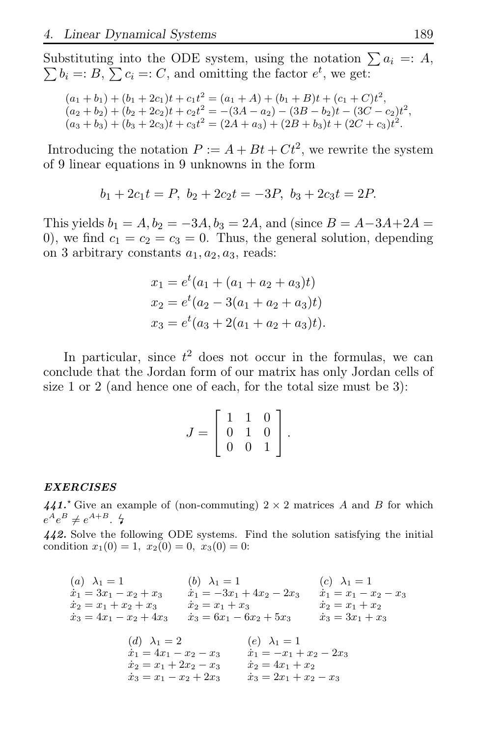Substituting into the ODE system, using the notation $\sum a_i =: A$, $\sum b_i =: B$, $\sum c_i =: C$, and omitting the factor $e^t$, we get:

$$(a_1 + b_1) + (b_1 + 2c_1)t + c_1 t^2 = (a_1 + A) + (b_1 + B)t + (c_1 + C)t^2,$$
$$(a_2 + b_2) + (b_2 + 2c_2)t + c_2 t^2 = -(3A - a_2) - (3B - b_2)t - (3C - c_2)t^2,$$
$$(a_3 + b_3) + (b_3 + 2c_3)t + c_3 t^2 = (2A + a_3) + (2B + b_3)t + (2C + c_3)t^2.$$

Introducing the notation $P := A + Bt + Ct^2$, we rewrite the system of 9 linear equations in 9 unknowns in the form

$$b_1 + 2c_1 t = P, \; b_2 + 2c_2 t = -3P, \; b_3 + 2c_3 t = 2P.$$

This yields $b_1 = A, b_2 = -3A, b_3 = 2A$, and (since $B = A - 3A + 2A = 0$), we find $c_1 = c_2 = c_3 = 0$. Thus, the general solution, depending on 3 arbitrary constants $a_1, a_2, a_3$, reads:

$$x_1 = e^t(a_1 + (a_1 + a_2 + a_3)t)$$
$$x_2 = e^t(a_2 - 3(a_1 + a_2 + a_3)t)$$
$$x_3 = e^t(a_3 + 2(a_1 + a_2 + a_3)t).$$

In particular, since $t^2$ does not occur in the formulas, we can conclude that the Jordan form of our matrix has only Jordan cells of size 1 or 2 (and hence one of each, for the total size must be 3):

$$J = \begin{bmatrix} 1 & 1 & 0 \\ 0 & 1 & 0 \\ 0 & 0 & 1 \end{bmatrix}.$$

***EXERCISES***

***441.***$^\star$ Give an example of (non-commuting) $2 \times 2$ matrices $A$ and $B$ for which $e^A e^B \neq e^{A+B}$. ↯

***442.*** Solve the following ODE systems. Find the solution satisfying the initial condition $x_1(0) = 1, \; x_2(0) = 0, \; x_3(0) = 0$:

(a) $\lambda_1 = 1$
$\dot{x}_1 = 3x_1 - x_2 + x_3$
$\dot{x}_2 = x_1 + x_2 + x_3$
$\dot{x}_3 = 4x_1 - x_2 + 4x_3$

(b) $\lambda_1 = 1$
$\dot{x}_1 = -3x_1 + 4x_2 - 2x_3$
$\dot{x}_2 = x_1 + x_3$
$\dot{x}_3 = 6x_1 - 6x_2 + 5x_3$

(c) $\lambda_1 = 1$
$\dot{x}_1 = x_1 - x_2 - x_3$
$\dot{x}_2 = x_1 + x_2$
$\dot{x}_3 = 3x_1 + x_3$

(d) $\lambda_1 = 2$
$\dot{x}_1 = 4x_1 - x_2 - x_3$
$\dot{x}_2 = x_1 + 2x_2 - x_3$
$\dot{x}_3 = x_1 - x_2 + 2x_3$

(e) $\lambda_1 = 1$
$\dot{x}_1 = -x_1 + x_2 - 2x_3$
$\dot{x}_2 = 4x_1 + x_2$
$\dot{x}_3 = 2x_1 + x_2 - x_3$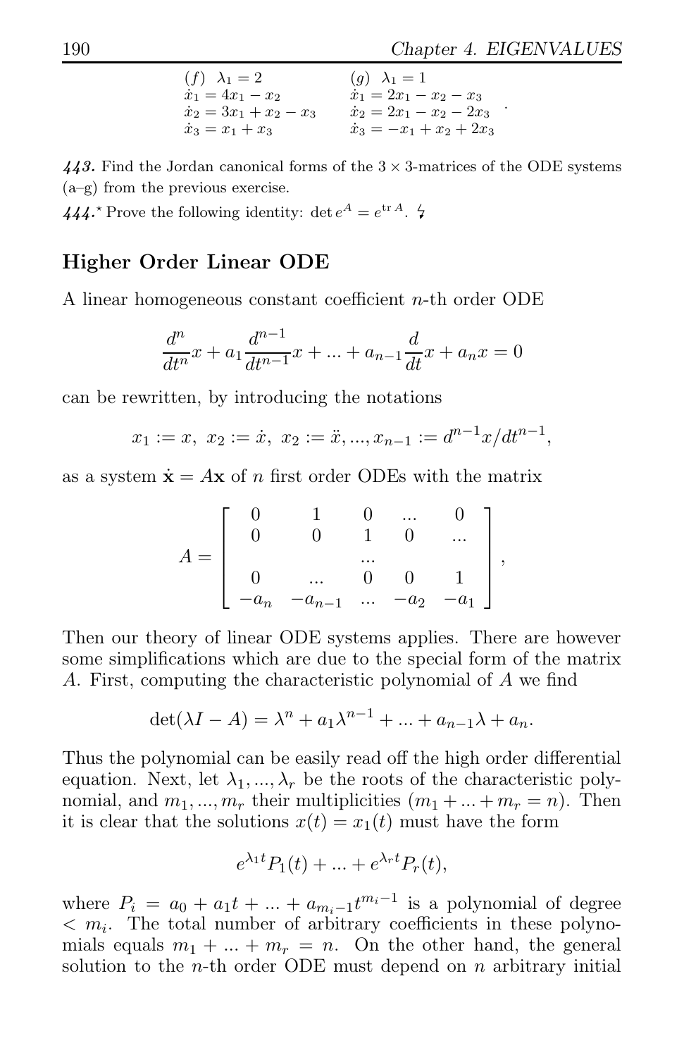| (f) $\lambda_1 = 2$ | (g) $\lambda_1 = 1$ |
|---|---|
| $\dot{x}_1 = 4x_1 - x_2$ | $\dot{x}_1 = 2x_1 - x_2 - x_3$ |
| $\dot{x}_2 = 3x_1 + x_2 - x_3$ | $\dot{x}_2 = 2x_1 - x_2 - 2x_3$ |
| $\dot{x}_3 = x_1 + x_3$ | $\dot{x}_3 = -x_1 + x_2 + 2x_3$ |

***443.*** Find the Jordan canonical forms of the $3 \times 3$-matrices of the ODE systems (a–g) from the previous exercise.

***444.***$^\star$ Prove the following identity: $\det e^A = e^{\operatorname{tr} A}$. ↯

## Higher Order Linear ODE

A linear homogeneous constant coefficient $n$-th order ODE

$$\frac{d^n}{dt^n}x + a_1 \frac{d^{n-1}}{dt^{n-1}}x + ... + a_{n-1}\frac{d}{dt}x + a_n x = 0$$

can be rewritten, by introducing the notations

$$x_1 := x,\ x_2 := \dot{x},\ x_2 := \ddot{x}, ..., x_{n-1} := d^{n-1}x/dt^{n-1},$$

as a system $\dot{\mathbf{x}} = A\mathbf{x}$ of $n$ first order ODEs with the matrix

$$A = \begin{bmatrix} 0 & 1 & 0 & ... & 0 \\ 0 & 0 & 1 & 0 & ... \\ & & ... & & \\ 0 & ... & 0 & 0 & 1 \\ -a_n & -a_{n-1} & ... & -a_2 & -a_1 \end{bmatrix},$$

Then our theory of linear ODE systems applies. There are however some simplifications which are due to the special form of the matrix $A$. First, computing the characteristic polynomial of $A$ we find

$$\det(\lambda I - A) = \lambda^n + a_1\lambda^{n-1} + ... + a_{n-1}\lambda + a_n.$$

Thus the polynomial can be easily read off the high order differential equation. Next, let $\lambda_1, ..., \lambda_r$ be the roots of the characteristic polynomial, and $m_1, ..., m_r$ their multiplicities ($m_1 + ... + m_r = n$). Then it is clear that the solutions $x(t) = x_1(t)$ must have the form

$$e^{\lambda_1 t}P_1(t) + ... + e^{\lambda_r t}P_r(t),$$

where $P_i = a_0 + a_1 t + ... + a_{m_i - 1}t^{m_i - 1}$ is a polynomial of degree $< m_i$. The total number of arbitrary coefficients in these polynomials equals $m_1 + ... + m_r = n$. On the other hand, the general solution to the $n$-th order ODE must depend on $n$ arbitrary initial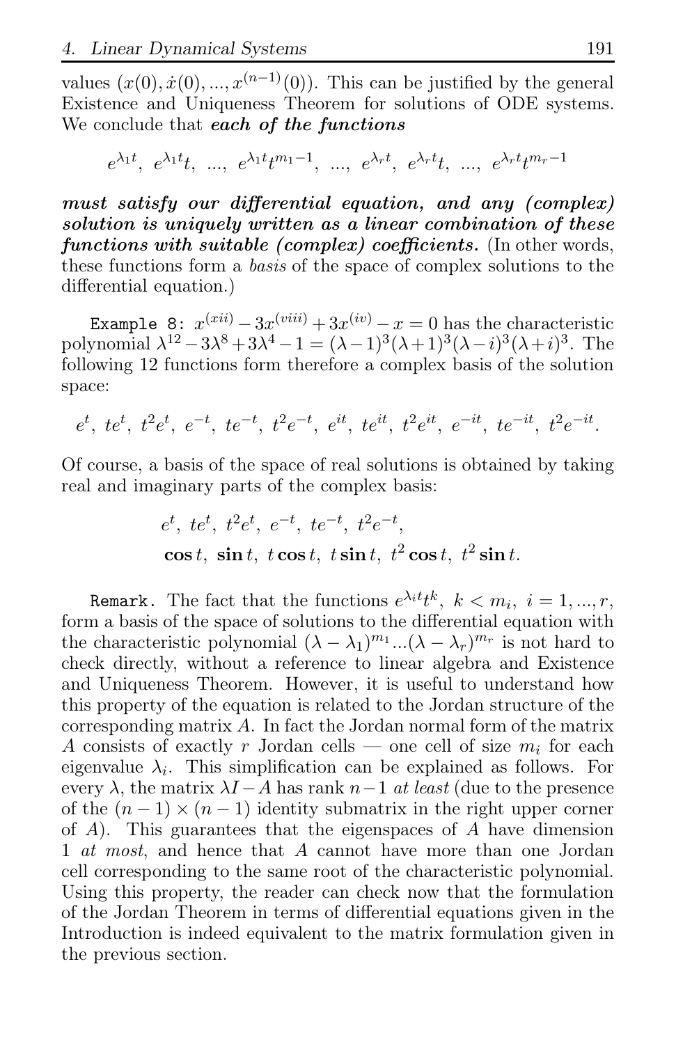values $(x(0), \dot{x}(0), ..., x^{(n-1)}(0))$. This can be justified by the general Existence and Uniqueness Theorem for solutions of ODE systems. We conclude that ***each of the functions***

$$e^{\lambda_1 t},\ e^{\lambda_1 t}t,\ ...,\ e^{\lambda_1 t}t^{m_1-1},\ ...,\ e^{\lambda_r t},\ e^{\lambda_r t}t,\ ...,\ e^{\lambda_r t}t^{m_r-1}$$

***must satisfy our differential equation, and any (complex) solution is uniquely written as a linear combination of these functions with suitable (complex) coefficients.*** (In other words, these functions form a *basis* of the space of complex solutions to the differential equation.)

`Example 8:` $x^{(xii)} - 3x^{(viii)} + 3x^{(iv)} - x = 0$ has the characteristic polynomial $\lambda^{12} - 3\lambda^8 + 3\lambda^4 - 1 = (\lambda - 1)^3(\lambda + 1)^3(\lambda - i)^3(\lambda + i)^3$. The following 12 functions form therefore a complex basis of the solution space:

$$e^t,\ te^t,\ t^2e^t,\ e^{-t},\ te^{-t},\ t^2e^{-t},\ e^{it},\ te^{it},\ t^2e^{it},\ e^{-it},\ te^{-it},\ t^2e^{-it}.$$

Of course, a basis of the space of real solutions is obtained by taking real and imaginary parts of the complex basis:

$$e^t,\ te^t,\ t^2e^t,\ e^{-t},\ te^{-t},\ t^2e^{-t},$$
$$\cos t,\ \sin t,\ t\cos t,\ t\sin t,\ t^2\cos t,\ t^2\sin t.$$

`Remark.` The fact that the functions $e^{\lambda_i t}t^k,\ k < m_i,\ i = 1, ..., r$, form a basis of the space of solutions to the differential equation with the characteristic polynomial $(\lambda - \lambda_1)^{m_1} ... (\lambda - \lambda_r)^{m_r}$ is not hard to check directly, without a reference to linear algebra and Existence and Uniqueness Theorem. However, it is useful to understand how this property of the equation is related to the Jordan structure of the corresponding matrix $A$. In fact the Jordan normal form of the matrix $A$ consists of exactly $r$ Jordan cells — one cell of size $m_i$ for each eigenvalue $\lambda_i$. This simplification can be explained as follows. For every $\lambda$, the matrix $\lambda I - A$ has rank $n-1$ *at least* (due to the presence of the $(n-1) \times (n-1)$ identity submatrix in the right upper corner of $A$). This guarantees that the eigenspaces of $A$ have dimension 1 *at most*, and hence that $A$ cannot have more than one Jordan cell corresponding to the same root of the characteristic polynomial. Using this property, the reader can check now that the formulation of the Jordan Theorem in terms of differential equations given in the Introduction is indeed equivalent to the matrix formulation given in the previous section.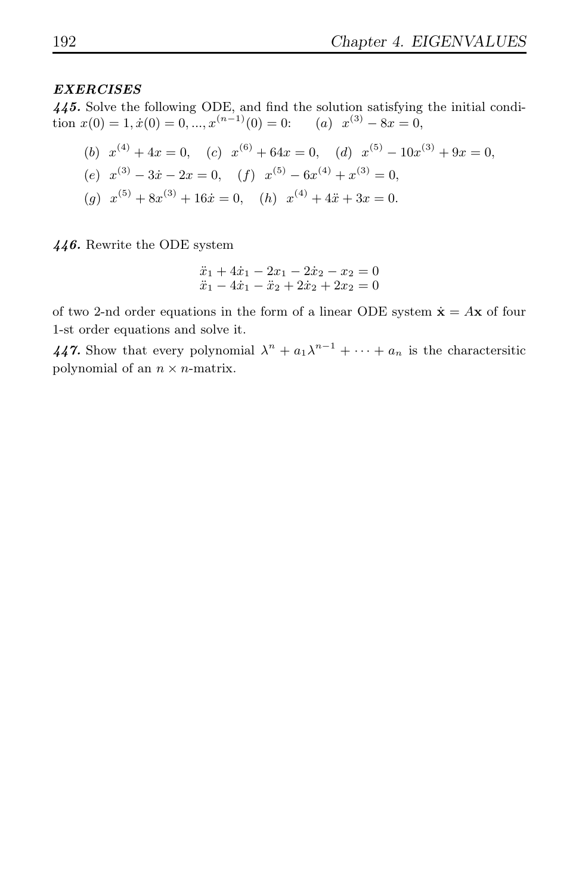***EXERCISES***

***445.*** Solve the following ODE, and find the solution satisfying the initial condition $x(0) = 1, \dot{x}(0) = 0, ..., x^{(n-1)}(0) = 0$: $\quad (a) \;\; x^{(3)} - 8x = 0$,

$$(b) \;\; x^{(4)} + 4x = 0, \quad (c) \;\; x^{(6)} + 64x = 0, \quad (d) \;\; x^{(5)} - 10x^{(3)} + 9x = 0,$$

$$(e) \;\; x^{(3)} - 3\dot{x} - 2x = 0, \quad (f) \;\; x^{(5)} - 6x^{(4)} + x^{(3)} = 0,$$

$$(g) \;\; x^{(5)} + 8x^{(3)} + 16\dot{x} = 0, \quad (h) \;\; x^{(4)} + 4\ddot{x} + 3x = 0.$$

***446.*** Rewrite the ODE system

$$\begin{aligned} \ddot{x}_1 + 4\dot{x}_1 - 2x_1 - 2\dot{x}_2 - x_2 &= 0 \\ \ddot{x}_1 - 4\dot{x}_1 - \ddot{x}_2 + 2\dot{x}_2 + 2x_2 &= 0 \end{aligned}$$

of two 2-nd order equations in the form of a linear ODE system $\dot{\mathbf{x}} = A\mathbf{x}$ of four 1-st order equations and solve it.

***447.*** Show that every polynomial $\lambda^n + a_1\lambda^{n-1} + \cdots + a_n$ is the charactersitic polynomial of an $n \times n$-matrix.